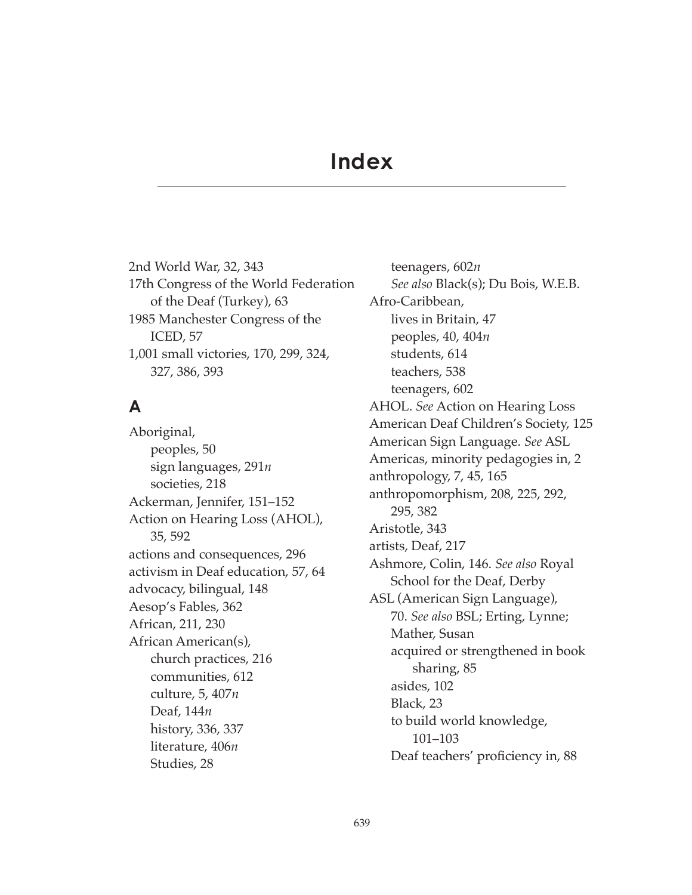# Index

2nd World War, 32, 343
17th Congress of the World Federation of the Deaf (Turkey), 63
1985 Manchester Congress of the ICED, 57
1,001 small victories, 170, 299, 324, 327, 386, 393

## A

Aboriginal,
- peoples, 50
- sign languages, 291*n*
- societies, 218

Ackerman, Jennifer, 151–152
Action on Hearing Loss (AHOL), 35, 592
actions and consequences, 296
activism in Deaf education, 57, 64
advocacy, bilingual, 148
Aesop's Fables, 362
African, 211, 230
African American(s),
- church practices, 216
- communities, 612
- culture, 5, 407*n*
- Deaf, 144*n*
- history, 336, 337
- literature, 406*n*
- Studies, 28
- teenagers, 602*n*
- *See also* Black(s); Du Bois, W.E.B.

Afro-Caribbean,
- lives in Britain, 47
- peoples, 40, 404*n*
- students, 614
- teachers, 538
- teenagers, 602

AHOL. *See* Action on Hearing Loss
American Deaf Children's Society, 125
American Sign Language. *See* ASL
Americas, minority pedagogies in, 2
anthropology, 7, 45, 165
anthropomorphism, 208, 225, 292, 295, 382
Aristotle, 343
artists, Deaf, 217
Ashmore, Colin, 146. *See also* Royal School for the Deaf, Derby
ASL (American Sign Language), 70. *See also* BSL; Erting, Lynne; Mather, Susan
- acquired or strengthened in book sharing, 85
- asides, 102
- Black, 23
- to build world knowledge, 101–103
- Deaf teachers' proficiency in, 88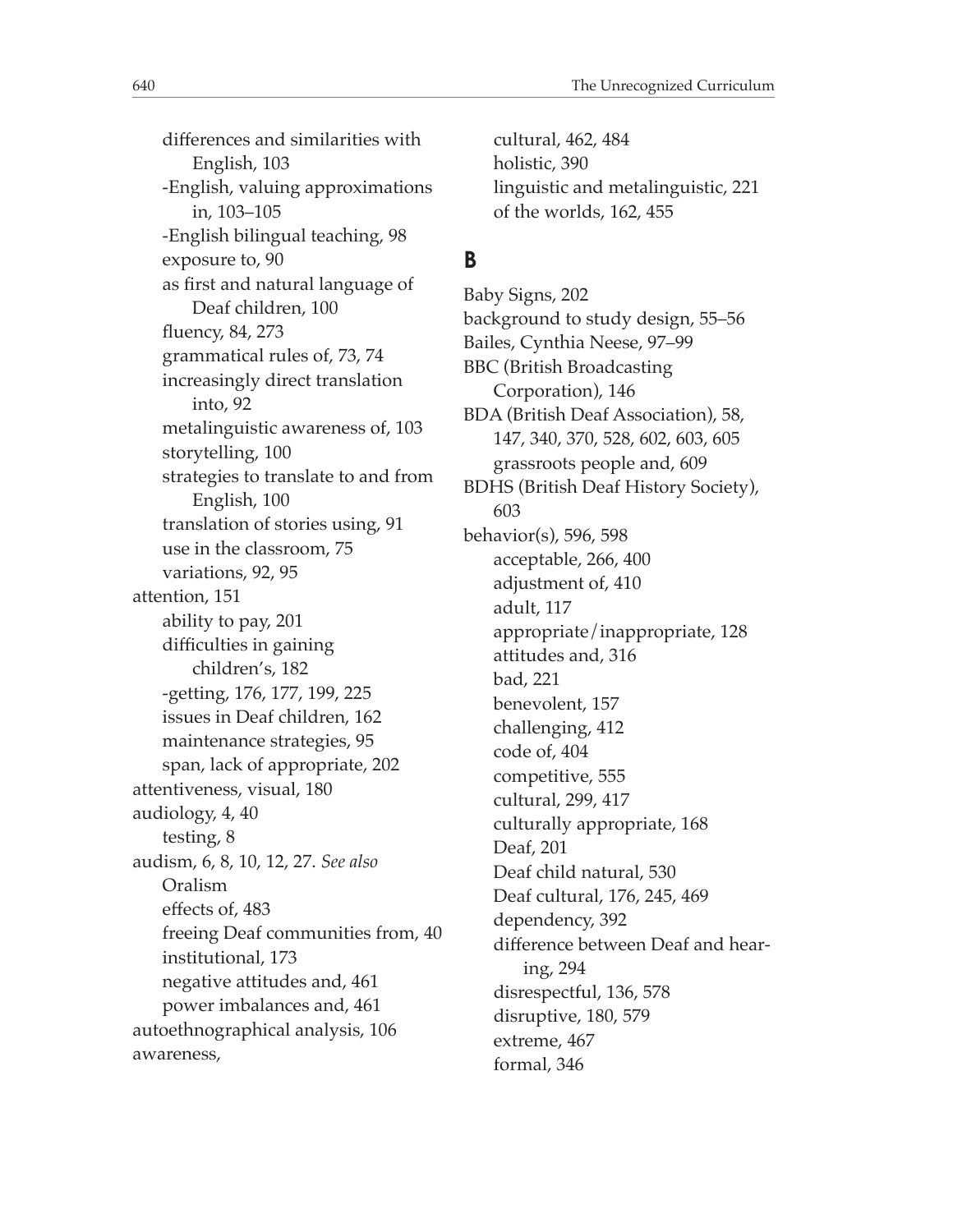differences and similarities with English, 103
-English, valuing approximations in, 103–105
-English bilingual teaching, 98
exposure to, 90
as first and natural language of Deaf children, 100
fluency, 84, 273
grammatical rules of, 73, 74
increasingly direct translation into, 92
metalinguistic awareness of, 103
storytelling, 100
strategies to translate to and from English, 100
translation of stories using, 91
use in the classroom, 75
variations, 92, 95

attention, 151
- ability to pay, 201
- difficulties in gaining children's, 182
- -getting, 176, 177, 199, 225
- issues in Deaf children, 162
- maintenance strategies, 95
- span, lack of appropriate, 202

attentiveness, visual, 180

audiology, 4, 40
- testing, 8

audism, 6, 8, 10, 12, 27. *See also* Oralism
- effects of, 483
- freeing Deaf communities from, 40
- institutional, 173
- negative attitudes and, 461
- power imbalances and, 461

autoethnographical analysis, 106

awareness,
- cultural, 462, 484
- holistic, 390
- linguistic and metalinguistic, 221
- of the worlds, 162, 455

## B

Baby Signs, 202

background to study design, 55–56

Bailes, Cynthia Neese, 97–99

BBC (British Broadcasting Corporation), 146

BDA (British Deaf Association), 58, 147, 340, 370, 528, 602, 603, 605
- grassroots people and, 609

BDHS (British Deaf History Society), 603

behavior(s), 596, 598
- acceptable, 266, 400
- adjustment of, 410
- adult, 117
- appropriate/inappropriate, 128
- attitudes and, 316
- bad, 221
- benevolent, 157
- challenging, 412
- code of, 404
- competitive, 555
- cultural, 299, 417
- culturally appropriate, 168
- Deaf, 201
- Deaf child natural, 530
- Deaf cultural, 176, 245, 469
- dependency, 392
- difference between Deaf and hearing, 294
- disrespectful, 136, 578
- disruptive, 180, 579
- extreme, 467
- formal, 346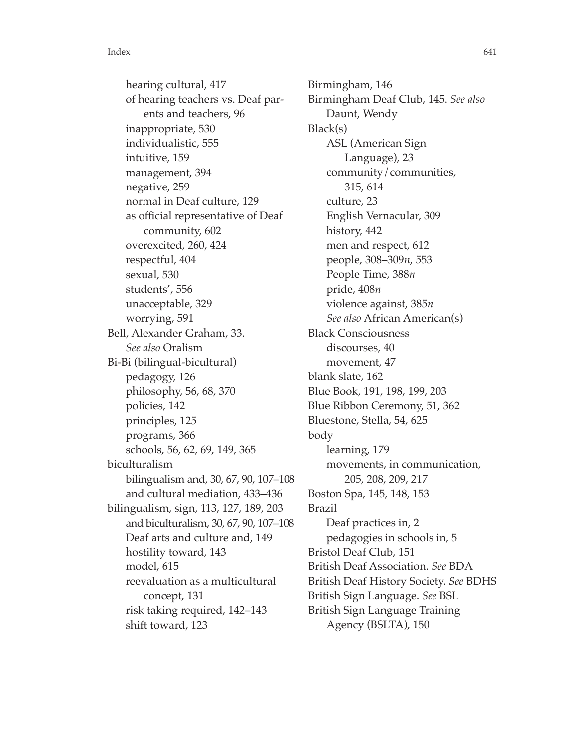hearing cultural, 417
of hearing teachers vs. Deaf parents and teachers, 96
inappropriate, 530
individualistic, 555
intuitive, 159
management, 394
negative, 259
normal in Deaf culture, 129
as official representative of Deaf community, 602
overexcited, 260, 424
respectful, 404
sexual, 530
students', 556
unacceptable, 329
worrying, 591

Bell, Alexander Graham, 33. *See also* Oralism

Bi-Bi (bilingual-bicultural)
pedagogy, 126
philosophy, 56, 68, 370
policies, 142
principles, 125
programs, 366
schools, 56, 62, 69, 149, 365

biculturalism
bilingualism and, 30, 67, 90, 107–108
and cultural mediation, 433–436

bilingualism, sign, 113, 127, 189, 203
and biculturalism, 30, 67, 90, 107–108
Deaf arts and culture and, 149
hostility toward, 143
model, 615
reevaluation as a multicultural concept, 131
risk taking required, 142–143
shift toward, 123

Birmingham, 146

Birmingham Deaf Club, 145. *See also* Daunt, Wendy

Black(s)
ASL (American Sign Language), 23
community/communities, 315, 614
culture, 23
English Vernacular, 309
history, 442
men and respect, 612
people, 308–309*n*, 553
People Time, 388*n*
pride, 408*n*
violence against, 385*n*
*See also* African American(s)

Black Consciousness
discourses, 40
movement, 47

blank slate, 162

Blue Book, 191, 198, 199, 203

Blue Ribbon Ceremony, 51, 362

Bluestone, Stella, 54, 625

body
learning, 179
movements, in communication, 205, 208, 209, 217

Boston Spa, 145, 148, 153

Brazil
Deaf practices in, 2
pedagogies in schools in, 5

Bristol Deaf Club, 151

British Deaf Association. *See* BDA

British Deaf History Society. *See* BDHS

British Sign Language. *See* BSL

British Sign Language Training Agency (BSLTA), 150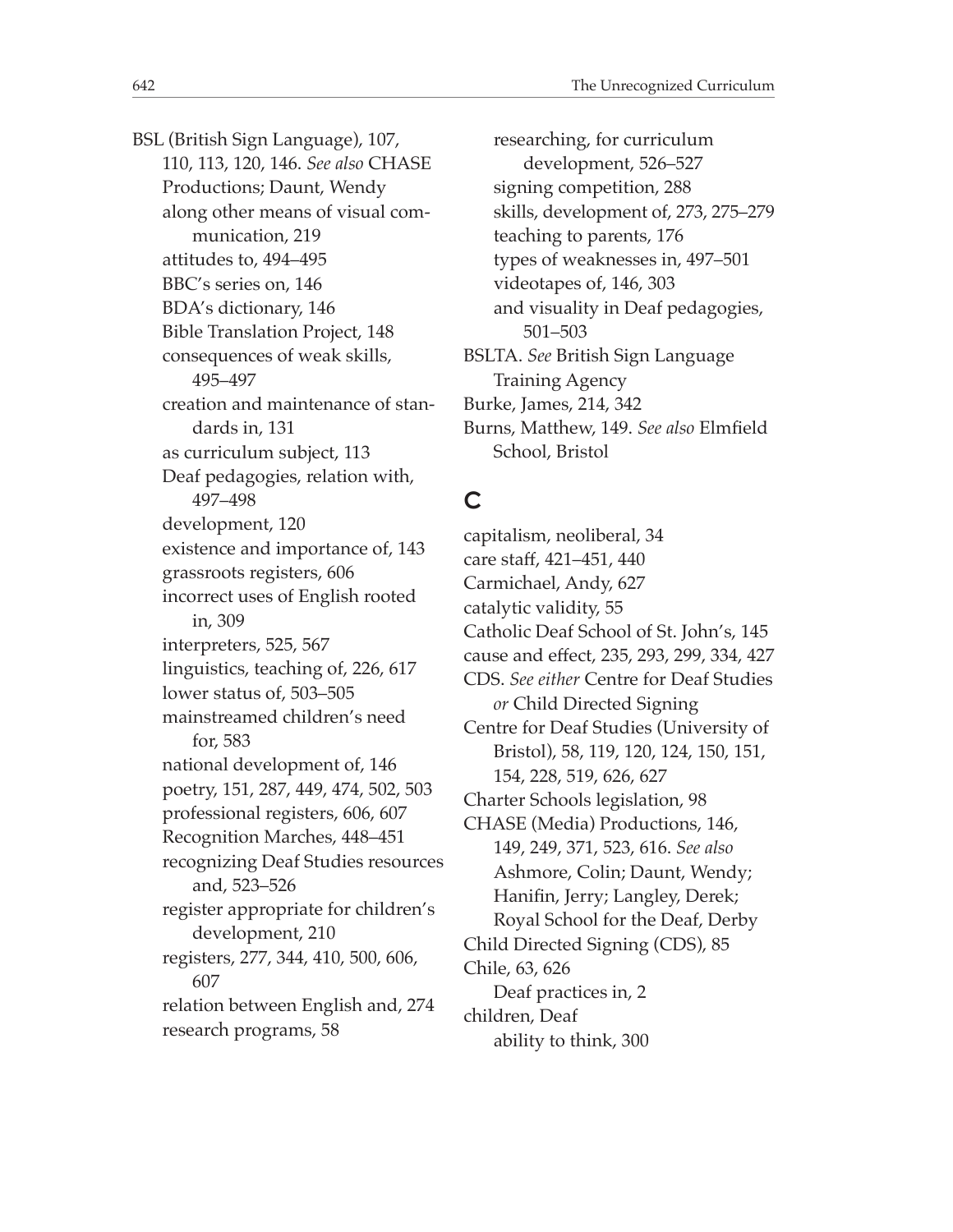BSL (British Sign Language), 107, 110, 113, 120, 146. *See also* CHASE Productions; Daunt, Wendy
- along other means of visual communication, 219
- attitudes to, 494–495
- BBC's series on, 146
- BDA's dictionary, 146
- Bible Translation Project, 148
- consequences of weak skills, 495–497
- creation and maintenance of standards in, 131
- as curriculum subject, 113
- Deaf pedagogies, relation with, 497–498
- development, 120
- existence and importance of, 143
- grassroots registers, 606
- incorrect uses of English rooted in, 309
- interpreters, 525, 567
- linguistics, teaching of, 226, 617
- lower status of, 503–505
- mainstreamed children's need for, 583
- national development of, 146
- poetry, 151, 287, 449, 474, 502, 503
- professional registers, 606, 607
- Recognition Marches, 448–451
- recognizing Deaf Studies resources and, 523–526
- register appropriate for children's development, 210
- registers, 277, 344, 410, 500, 606, 607
- relation between English and, 274
- research programs, 58
- researching, for curriculum development, 526–527
- signing competition, 288
- skills, development of, 273, 275–279
- teaching to parents, 176
- types of weaknesses in, 497–501
- videotapes of, 146, 303
- and visuality in Deaf pedagogies, 501–503

BSLTA. *See* British Sign Language Training Agency

Burke, James, 214, 342

Burns, Matthew, 149. *See also* Elmfield School, Bristol

## C

capitalism, neoliberal, 34

care staff, 421–451, 440

Carmichael, Andy, 627

catalytic validity, 55

Catholic Deaf School of St. John's, 145

cause and effect, 235, 293, 299, 334, 427

CDS. *See either* Centre for Deaf Studies *or* Child Directed Signing

Centre for Deaf Studies (University of Bristol), 58, 119, 120, 124, 150, 151, 154, 228, 519, 626, 627

Charter Schools legislation, 98

CHASE (Media) Productions, 146, 149, 249, 371, 523, 616. *See also* Ashmore, Colin; Daunt, Wendy; Hanifin, Jerry; Langley, Derek; Royal School for the Deaf, Derby

Child Directed Signing (CDS), 85

Chile, 63, 626
- Deaf practices in, 2

children, Deaf
- ability to think, 300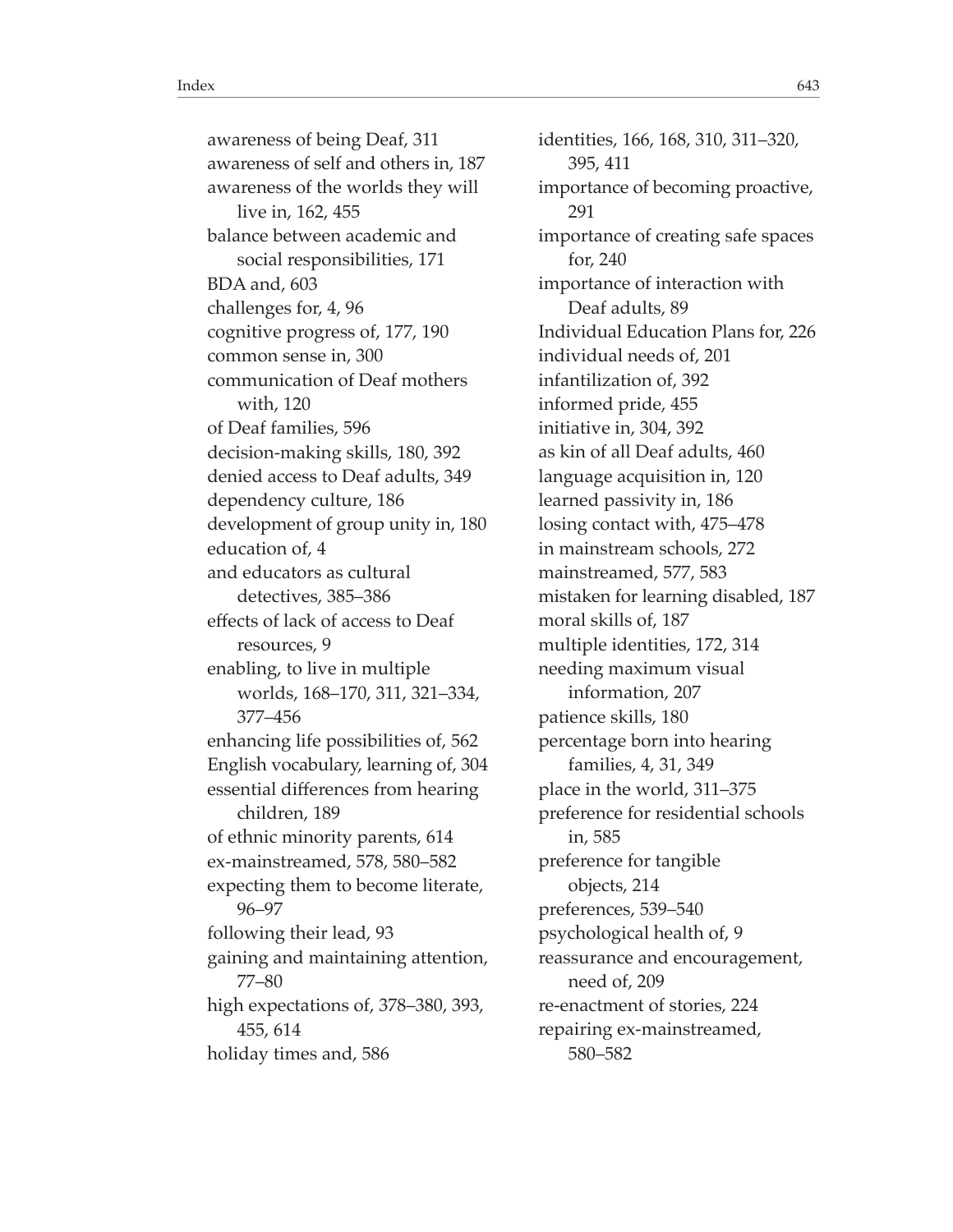awareness of being Deaf, 311
awareness of self and others in, 187
awareness of the worlds they will live in, 162, 455
balance between academic and social responsibilities, 171
BDA and, 603
challenges for, 4, 96
cognitive progress of, 177, 190
common sense in, 300
communication of Deaf mothers with, 120
of Deaf families, 596
decision-making skills, 180, 392
denied access to Deaf adults, 349
dependency culture, 186
development of group unity in, 180
education of, 4
and educators as cultural detectives, 385–386
effects of lack of access to Deaf resources, 9
enabling, to live in multiple worlds, 168–170, 311, 321–334, 377–456
enhancing life possibilities of, 562
English vocabulary, learning of, 304
essential differences from hearing children, 189
of ethnic minority parents, 614
ex-mainstreamed, 578, 580–582
expecting them to become literate, 96–97
following their lead, 93
gaining and maintaining attention, 77–80
high expectations of, 378–380, 393, 455, 614
holiday times and, 586
identities, 166, 168, 310, 311–320, 395, 411
importance of becoming proactive, 291
importance of creating safe spaces for, 240
importance of interaction with Deaf adults, 89
Individual Education Plans for, 226
individual needs of, 201
infantilization of, 392
informed pride, 455
initiative in, 304, 392
as kin of all Deaf adults, 460
language acquisition in, 120
learned passivity in, 186
losing contact with, 475–478
in mainstream schools, 272
mainstreamed, 577, 583
mistaken for learning disabled, 187
moral skills of, 187
multiple identities, 172, 314
needing maximum visual information, 207
patience skills, 180
percentage born into hearing families, 4, 31, 349
place in the world, 311–375
preference for residential schools in, 585
preference for tangible objects, 214
preferences, 539–540
psychological health of, 9
reassurance and encouragement, need of, 209
re-enactment of stories, 224
repairing ex-mainstreamed, 580–582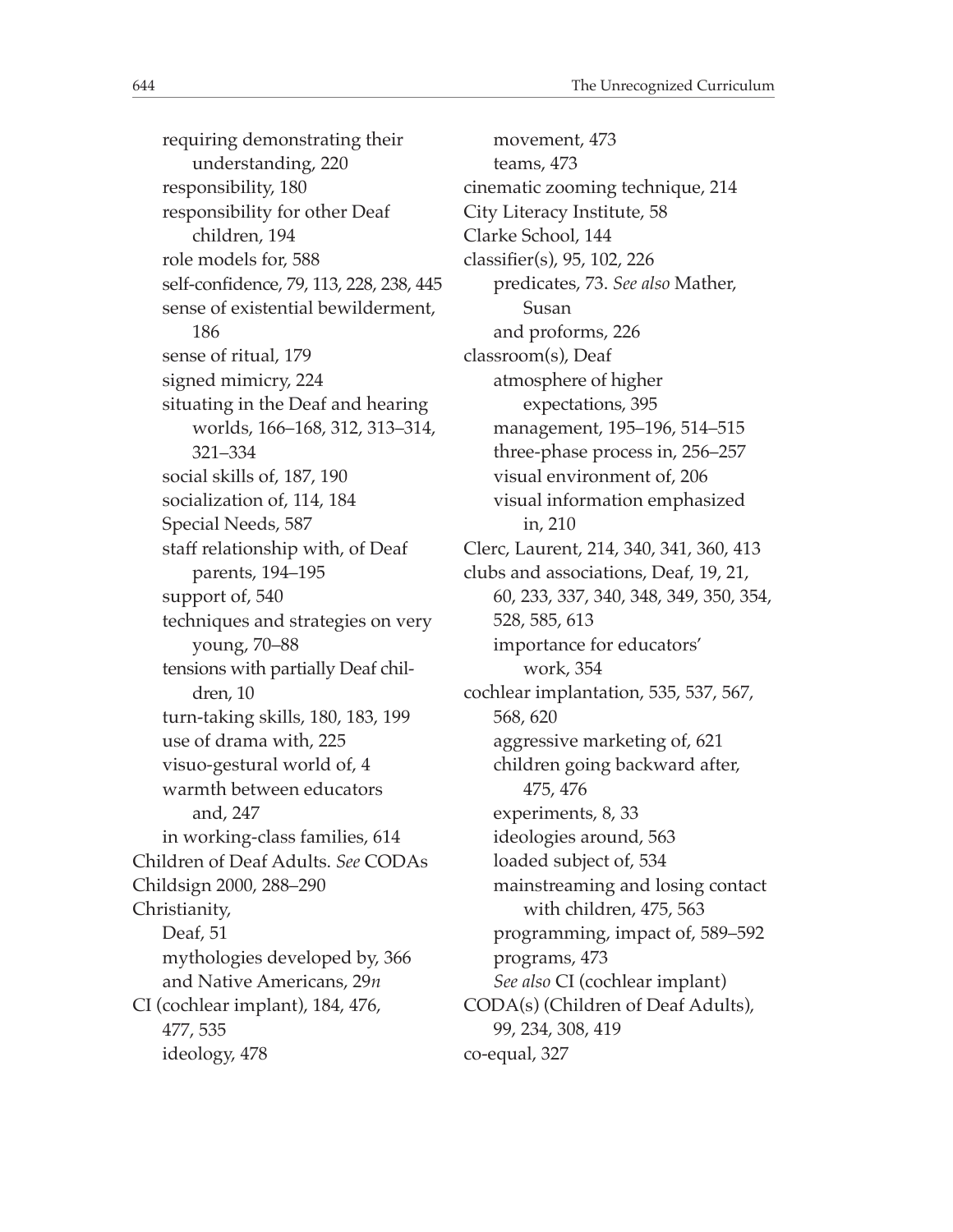requiring demonstrating their understanding, 220
responsibility, 180
responsibility for other Deaf children, 194
role models for, 588
self-confidence, 79, 113, 228, 238, 445
sense of existential bewilderment, 186
sense of ritual, 179
signed mimicry, 224
situating in the Deaf and hearing worlds, 166–168, 312, 313–314, 321–334
social skills of, 187, 190
socialization of, 114, 184
Special Needs, 587
staff relationship with, of Deaf parents, 194–195
support of, 540
techniques and strategies on very young, 70–88
tensions with partially Deaf children, 10
turn-taking skills, 180, 183, 199
use of drama with, 225
visuo-gestural world of, 4
warmth between educators and, 247
in working-class families, 614

Children of Deaf Adults. *See* CODAs

Childsign 2000, 288–290

Christianity,
Deaf, 51
mythologies developed by, 366
and Native Americans, 29*n*

CI (cochlear implant), 184, 476, 477, 535
ideology, 478
movement, 473
teams, 473

cinematic zooming technique, 214

City Literacy Institute, 58

Clarke School, 144

classifier(s), 95, 102, 226
predicates, 73. *See also* Mather, Susan
and proforms, 226

classroom(s), Deaf
atmosphere of higher expectations, 395
management, 195–196, 514–515
three-phase process in, 256–257
visual environment of, 206
visual information emphasized in, 210

Clerc, Laurent, 214, 340, 341, 360, 413

clubs and associations, Deaf, 19, 21, 60, 233, 337, 340, 348, 349, 350, 354, 528, 585, 613
importance for educators' work, 354

cochlear implantation, 535, 537, 567, 568, 620
aggressive marketing of, 621
children going backward after, 475, 476
experiments, 8, 33
ideologies around, 563
loaded subject of, 534
mainstreaming and losing contact with children, 475, 563
programming, impact of, 589–592
programs, 473
*See also* CI (cochlear implant)

CODA(s) (Children of Deaf Adults), 99, 234, 308, 419

co-equal, 327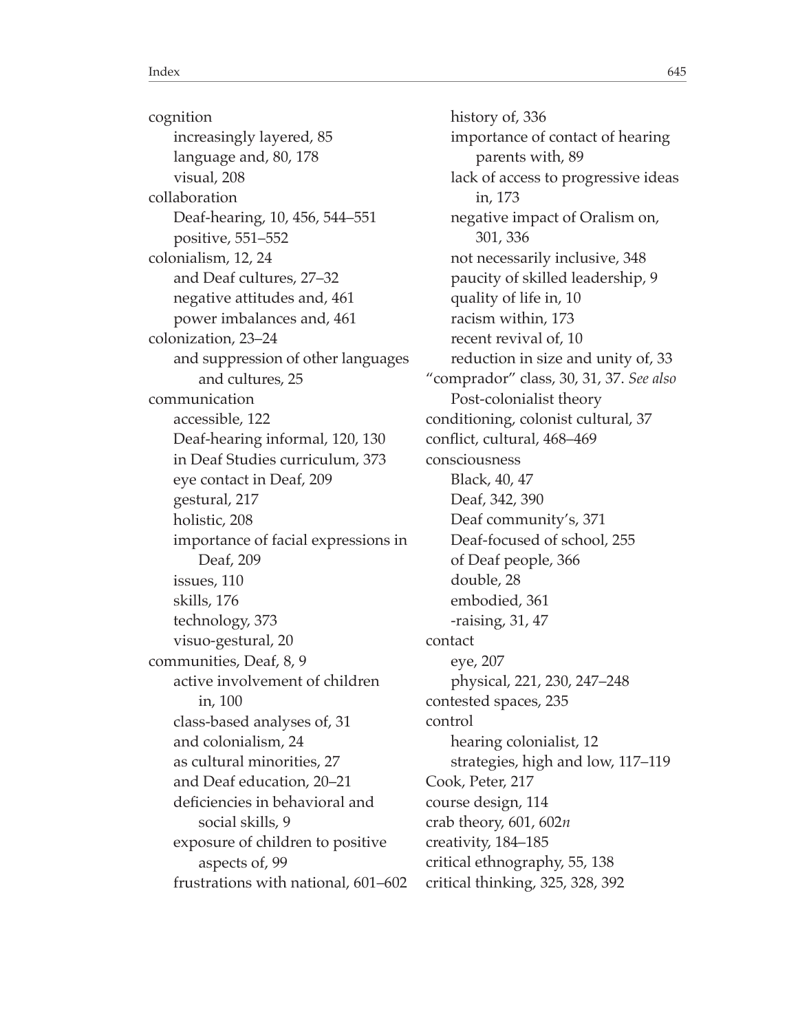cognition
- increasingly layered, 85
- language and, 80, 178
- visual, 208

collaboration
- Deaf-hearing, 10, 456, 544–551
- positive, 551–552

colonialism, 12, 24
- and Deaf cultures, 27–32
- negative attitudes and, 461
- power imbalances and, 461

colonization, 23–24
- and suppression of other languages and cultures, 25

communication
- accessible, 122
- Deaf-hearing informal, 120, 130
- in Deaf Studies curriculum, 373
- eye contact in Deaf, 209
- gestural, 217
- holistic, 208
- importance of facial expressions in Deaf, 209
- issues, 110
- skills, 176
- technology, 373
- visuo-gestural, 20

communities, Deaf, 8, 9
- active involvement of children in, 100
- class-based analyses of, 31
- and colonialism, 24
- as cultural minorities, 27
- and Deaf education, 20–21
- deficiencies in behavioral and social skills, 9
- exposure of children to positive aspects of, 99
- frustrations with national, 601–602
- history of, 336
- importance of contact of hearing parents with, 89
- lack of access to progressive ideas in, 173
- negative impact of Oralism on, 301, 336
- not necessarily inclusive, 348
- paucity of skilled leadership, 9
- quality of life in, 10
- racism within, 173
- recent revival of, 10
- reduction in size and unity of, 33

"comprador" class, 30, 31, 37. *See also* Post-colonialist theory

conditioning, colonist cultural, 37

conflict, cultural, 468–469

consciousness
- Black, 40, 47
- Deaf, 342, 390
- Deaf community's, 371
- Deaf-focused of school, 255
- of Deaf people, 366
- double, 28
- embodied, 361
- -raising, 31, 47

contact
- eye, 207
- physical, 221, 230, 247–248

contested spaces, 235

control
- hearing colonialist, 12
- strategies, high and low, 117–119

Cook, Peter, 217

course design, 114

crab theory, 601, 602*n*

creativity, 184–185

critical ethnography, 55, 138

critical thinking, 325, 328, 392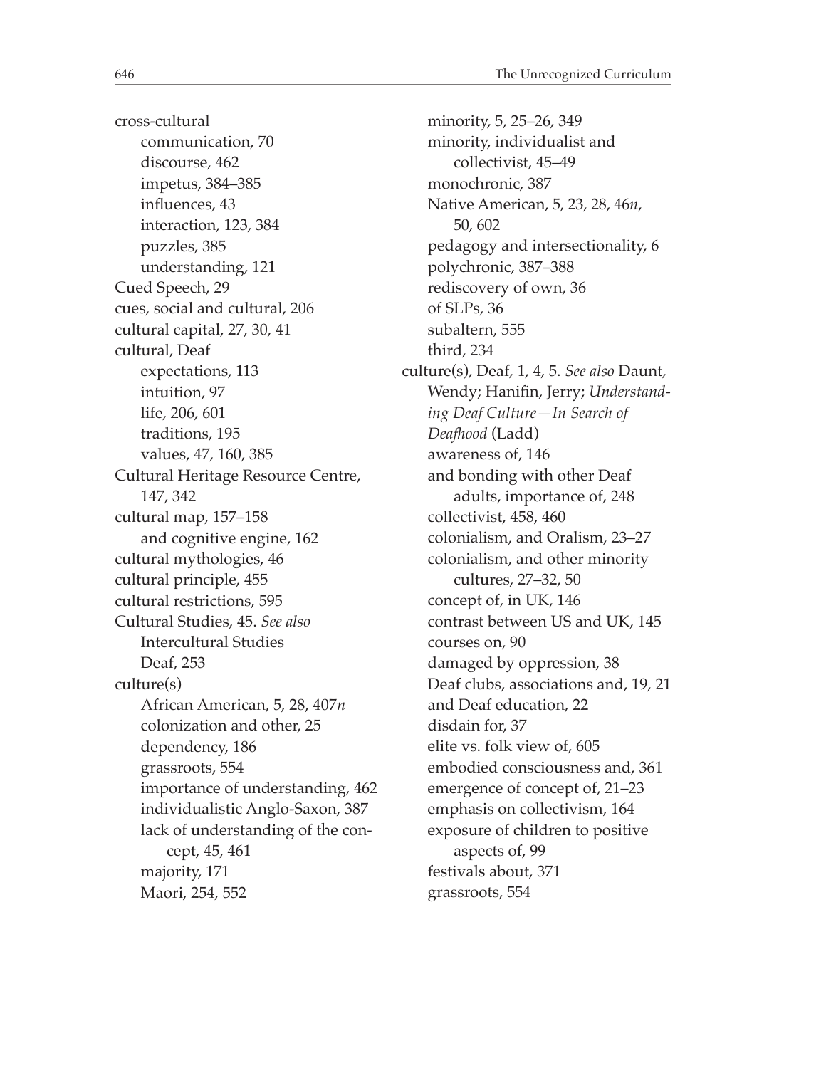cross-cultural
- communication, 70
- discourse, 462
- impetus, 384–385
- influences, 43
- interaction, 123, 384
- puzzles, 385
- understanding, 121

Cued Speech, 29

cues, social and cultural, 206

cultural capital, 27, 30, 41

cultural, Deaf
- expectations, 113
- intuition, 97
- life, 206, 601
- traditions, 195
- values, 47, 160, 385

Cultural Heritage Resource Centre, 147, 342

cultural map, 157–158
- and cognitive engine, 162

cultural mythologies, 46

cultural principle, 455

cultural restrictions, 595

Cultural Studies, 45. *See also* Intercultural Studies
- Deaf, 253

culture(s)
- African American, 5, 28, 407*n*
- colonization and other, 25
- dependency, 186
- grassroots, 554
- importance of understanding, 462
- individualistic Anglo-Saxon, 387
- lack of understanding of the concept, 45, 461
- majority, 171
- Maori, 254, 552
- minority, 5, 25–26, 349
- minority, individualist and collectivist, 45–49
- monochronic, 387
- Native American, 5, 23, 28, 46*n*, 50, 602
- pedagogy and intersectionality, 6
- polychronic, 387–388
- rediscovery of own, 36
- of SLPs, 36
- subaltern, 555
- third, 234

culture(s), Deaf, 1, 4, 5. *See also* Daunt, Wendy; Hanifin, Jerry; *Understanding Deaf Culture—In Search of Deafhood* (Ladd)
- awareness of, 146
- and bonding with other Deaf adults, importance of, 248
- collectivist, 458, 460
- colonialism, and Oralism, 23–27
- colonialism, and other minority cultures, 27–32, 50
- concept of, in UK, 146
- contrast between US and UK, 145
- courses on, 90
- damaged by oppression, 38
- Deaf clubs, associations and, 19, 21
- and Deaf education, 22
- disdain for, 37
- elite vs. folk view of, 605
- embodied consciousness and, 361
- emergence of concept of, 21–23
- emphasis on collectivism, 164
- exposure of children to positive aspects of, 99
- festivals about, 371
- grassroots, 554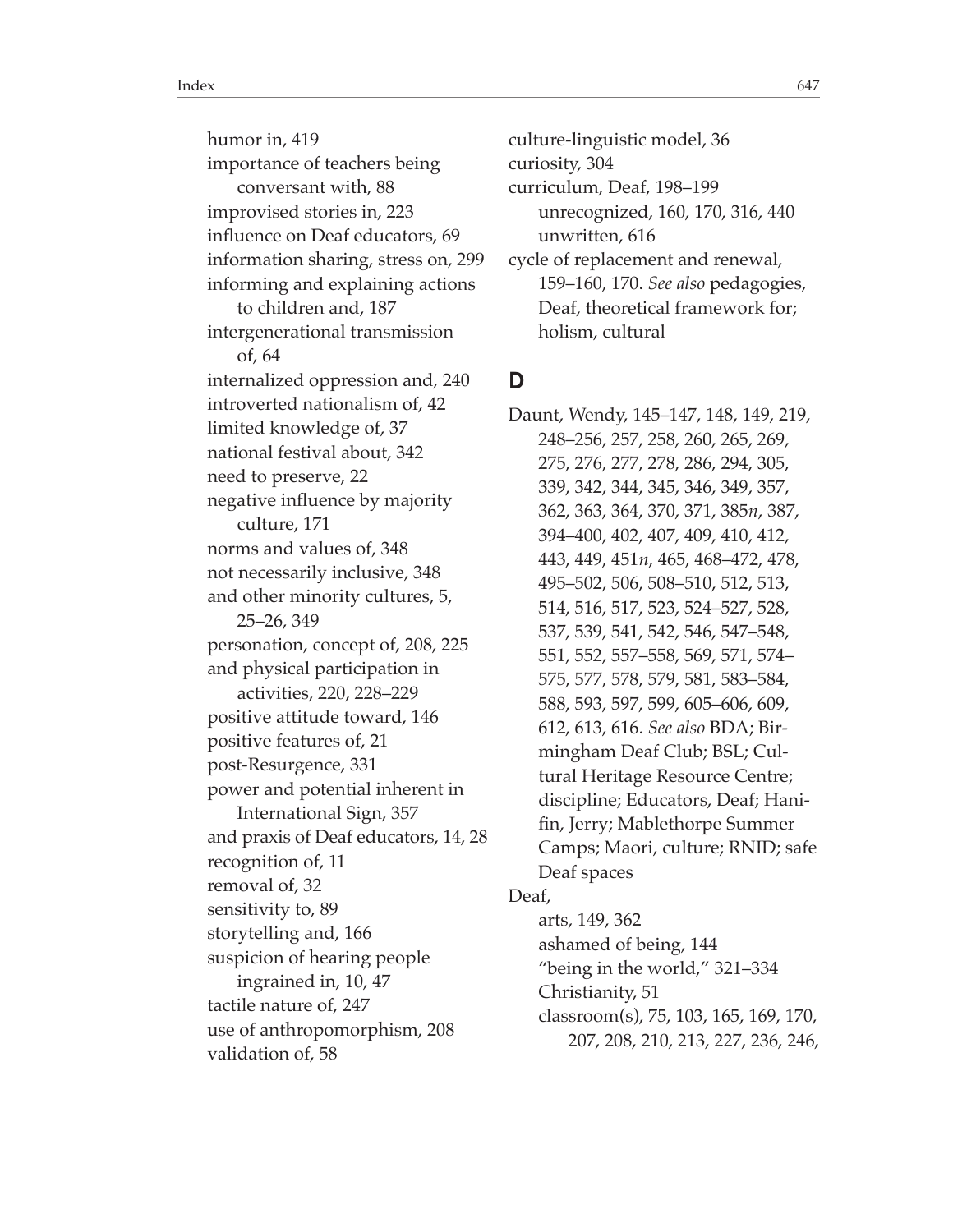humor in, 419
importance of teachers being conversant with, 88
improvised stories in, 223
influence on Deaf educators, 69
information sharing, stress on, 299
informing and explaining actions to children and, 187
intergenerational transmission of, 64
internalized oppression and, 240
introverted nationalism of, 42
limited knowledge of, 37
national festival about, 342
need to preserve, 22
negative influence by majority culture, 171
norms and values of, 348
not necessarily inclusive, 348
and other minority cultures, 5, 25–26, 349
personation, concept of, 208, 225
and physical participation in activities, 220, 228–229
positive attitude toward, 146
positive features of, 21
post-Resurgence, 331
power and potential inherent in International Sign, 357
and praxis of Deaf educators, 14, 28
recognition of, 11
removal of, 32
sensitivity to, 89
storytelling and, 166
suspicion of hearing people ingrained in, 10, 47
tactile nature of, 247
use of anthropomorphism, 208
validation of, 58

culture-linguistic model, 36
curiosity, 304
curriculum, Deaf, 198–199
unrecognized, 160, 170, 316, 440
unwritten, 616
cycle of replacement and renewal, 159–160, 170. *See also* pedagogies, Deaf, theoretical framework for; holism, cultural

## D

Daunt, Wendy, 145–147, 148, 149, 219, 248–256, 257, 258, 260, 265, 269, 275, 276, 277, 278, 286, 294, 305, 339, 342, 344, 345, 346, 349, 357, 362, 363, 364, 370, 371, 385*n*, 387, 394–400, 402, 407, 409, 410, 412, 443, 449, 451*n*, 465, 468–472, 478, 495–502, 506, 508–510, 512, 513, 514, 516, 517, 523, 524–527, 528, 537, 539, 541, 542, 546, 547–548, 551, 552, 557–558, 569, 571, 574–575, 577, 578, 579, 581, 583–584, 588, 593, 597, 599, 605–606, 609, 612, 613, 616. *See also* BDA; Birmingham Deaf Club; BSL; Cultural Heritage Resource Centre; discipline; Educators, Deaf; Hanifin, Jerry; Mablethorpe Summer Camps; Maori, culture; RNID; safe Deaf spaces

Deaf,
arts, 149, 362
ashamed of being, 144
"being in the world," 321–334
Christianity, 51
classroom(s), 75, 103, 165, 169, 170, 207, 208, 210, 213, 227, 236, 246,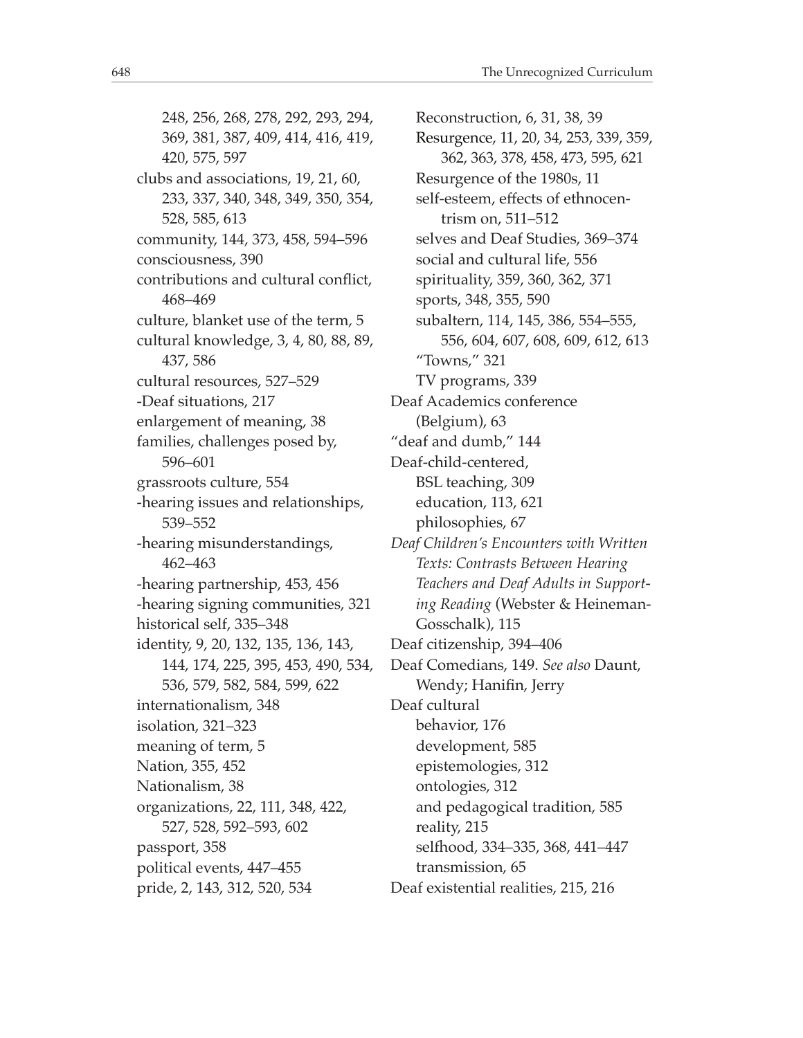248, 256, 268, 278, 292, 293, 294, 369, 381, 387, 409, 414, 416, 419, 420, 575, 597

clubs and associations, 19, 21, 60, 233, 337, 340, 348, 349, 350, 354, 528, 585, 613

community, 144, 373, 458, 594–596

consciousness, 390

contributions and cultural conflict, 468–469

culture, blanket use of the term, 5

cultural knowledge, 3, 4, 80, 88, 89, 437, 586

cultural resources, 527–529

-Deaf situations, 217

enlargement of meaning, 38

families, challenges posed by, 596–601

grassroots culture, 554

-hearing issues and relationships, 539–552

-hearing misunderstandings, 462–463

-hearing partnership, 453, 456

-hearing signing communities, 321

historical self, 335–348

identity, 9, 20, 132, 135, 136, 143, 144, 174, 225, 395, 453, 490, 534, 536, 579, 582, 584, 599, 622

internationalism, 348

isolation, 321–323

meaning of term, 5

Nation, 355, 452

Nationalism, 38

organizations, 22, 111, 348, 422, 527, 528, 592–593, 602

passport, 358

political events, 447–455

pride, 2, 143, 312, 520, 534

Reconstruction, 6, 31, 38, 39

Resurgence, 11, 20, 34, 253, 339, 359, 362, 363, 378, 458, 473, 595, 621

Resurgence of the 1980s, 11

self-esteem, effects of ethnocentrism on, 511–512

selves and Deaf Studies, 369–374

social and cultural life, 556

spirituality, 359, 360, 362, 371

sports, 348, 355, 590

subaltern, 114, 145, 386, 554–555, 556, 604, 607, 608, 609, 612, 613

"Towns," 321

TV programs, 339

Deaf Academics conference (Belgium), 63

"deaf and dumb," 144

Deaf-child-centered,
- BSL teaching, 309
- education, 113, 621
- philosophies, 67

*Deaf Children's Encounters with Written Texts: Contrasts Between Hearing Teachers and Deaf Adults in Supporting Reading* (Webster & Heineman-Gosschalk), 115

Deaf citizenship, 394–406

Deaf Comedians, 149. *See also* Daunt, Wendy; Hanifin, Jerry

Deaf cultural
- behavior, 176
- development, 585
- epistemologies, 312
- ontologies, 312
- and pedagogical tradition, 585
- reality, 215
- selfhood, 334–335, 368, 441–447
- transmission, 65

Deaf existential realities, 215, 216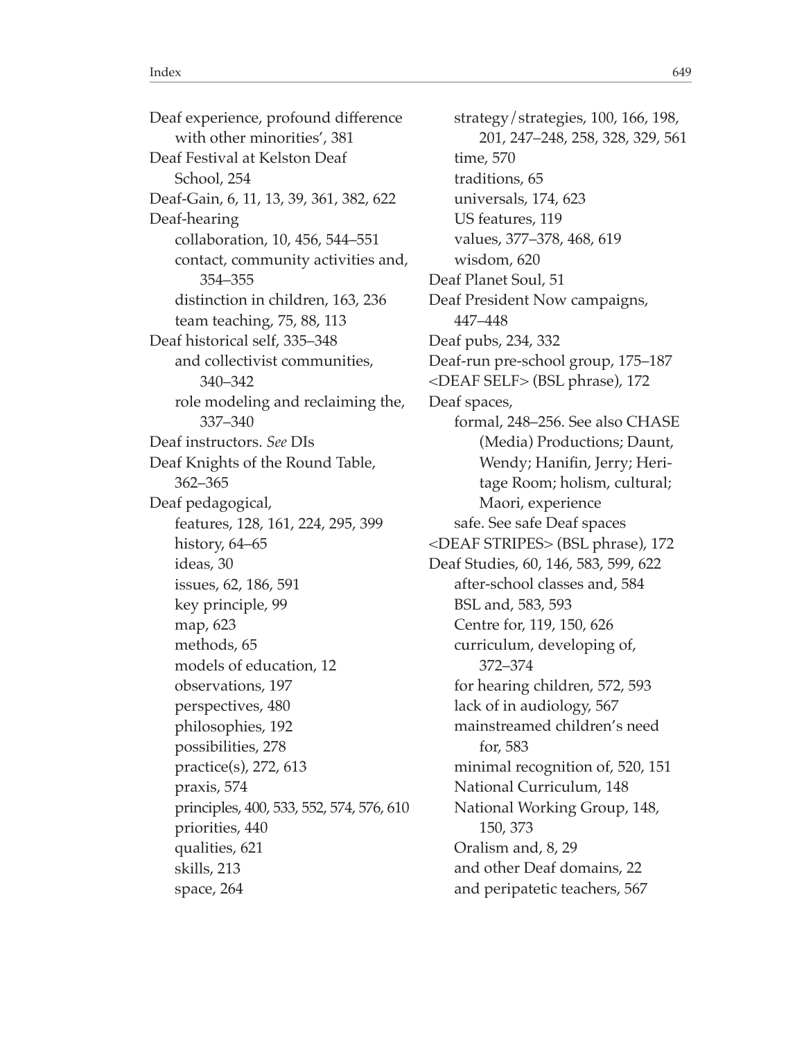Deaf experience, profound difference with other minorities', 381
Deaf Festival at Kelston Deaf School, 254
Deaf-Gain, 6, 11, 13, 39, 361, 382, 622
Deaf-hearing
- collaboration, 10, 456, 544–551
- contact, community activities and, 354–355
- distinction in children, 163, 236
- team teaching, 75, 88, 113

Deaf historical self, 335–348
- and collectivist communities, 340–342
- role modeling and reclaiming the, 337–340

Deaf instructors. *See* DIs
Deaf Knights of the Round Table, 362–365
Deaf pedagogical,
- features, 128, 161, 224, 295, 399
- history, 64–65
- ideas, 30
- issues, 62, 186, 591
- key principle, 99
- map, 623
- methods, 65
- models of education, 12
- observations, 197
- perspectives, 480
- philosophies, 192
- possibilities, 278
- practice(s), 272, 613
- praxis, 574
- principles, 400, 533, 552, 574, 576, 610
- priorities, 440
- qualities, 621
- skills, 213
- space, 264
- strategy/strategies, 100, 166, 198, 201, 247–248, 258, 328, 329, 561
- time, 570
- traditions, 65
- universals, 174, 623
- US features, 119
- values, 377–378, 468, 619
- wisdom, 620

Deaf Planet Soul, 51
Deaf President Now campaigns, 447–448
Deaf pubs, 234, 332
Deaf-run pre-school group, 175–187
<DEAF SELF> (BSL phrase), 172
Deaf spaces,
- formal, 248–256. See also CHASE (Media) Productions; Daunt, Wendy; Hanifin, Jerry; Heritage Room; holism, cultural; Maori, experience
- safe. See safe Deaf spaces

<DEAF STRIPES> (BSL phrase), 172
Deaf Studies, 60, 146, 583, 599, 622
- after-school classes and, 584
- BSL and, 583, 593
- Centre for, 119, 150, 626
- curriculum, developing of, 372–374
- for hearing children, 572, 593
- lack of in audiology, 567
- mainstreamed children's need for, 583
- minimal recognition of, 520, 151
- National Curriculum, 148
- National Working Group, 148, 150, 373
- Oralism and, 8, 29
- and other Deaf domains, 22
- and peripatetic teachers, 567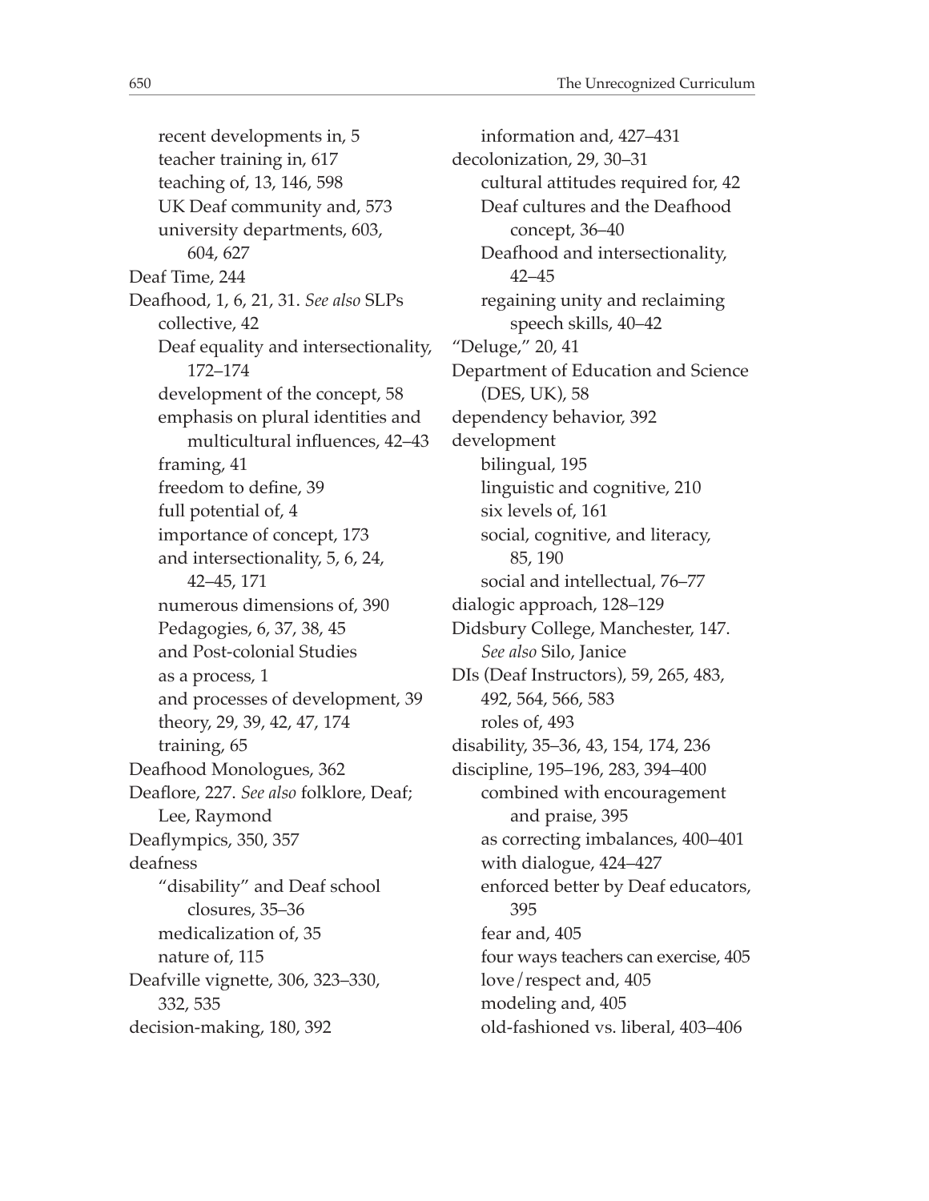- recent developments in, 5
- teacher training in, 617
- teaching of, 13, 146, 598
- UK Deaf community and, 573
- university departments, 603, 604, 627

Deaf Time, 244

Deafhood, 1, 6, 21, 31. *See also* SLPs
- collective, 42
- Deaf equality and intersectionality, 172–174
- development of the concept, 58
- emphasis on plural identities and multicultural influences, 42–43
- framing, 41
- freedom to define, 39
- full potential of, 4
- importance of concept, 173
- and intersectionality, 5, 6, 24, 42–45, 171
- numerous dimensions of, 390
- Pedagogies, 6, 37, 38, 45
- and Post-colonial Studies
- as a process, 1
- and processes of development, 39
- theory, 29, 39, 42, 47, 174
- training, 65

Deafhood Monologues, 362

Deaflore, 227. *See also* folklore, Deaf; Lee, Raymond

Deaflympics, 350, 357

deafness
- "disability" and Deaf school closures, 35–36
- medicalization of, 35
- nature of, 115

Deafville vignette, 306, 323–330, 332, 535

decision-making, 180, 392
- information and, 427–431

decolonization, 29, 30–31
- cultural attitudes required for, 42
- Deaf cultures and the Deafhood concept, 36–40
- Deafhood and intersectionality, 42–45
- regaining unity and reclaiming speech skills, 40–42

"Deluge," 20, 41

Department of Education and Science (DES, UK), 58

dependency behavior, 392

development
- bilingual, 195
- linguistic and cognitive, 210
- six levels of, 161
- social, cognitive, and literacy, 85, 190
- social and intellectual, 76–77

dialogic approach, 128–129

Didsbury College, Manchester, 147. *See also* Silo, Janice

DIs (Deaf Instructors), 59, 265, 483, 492, 564, 566, 583
- roles of, 493

disability, 35–36, 43, 154, 174, 236

discipline, 195–196, 283, 394–400
- combined with encouragement and praise, 395
- as correcting imbalances, 400–401
- with dialogue, 424–427
- enforced better by Deaf educators, 395
- fear and, 405
- four ways teachers can exercise, 405
- love/respect and, 405
- modeling and, 405
- old-fashioned vs. liberal, 403–406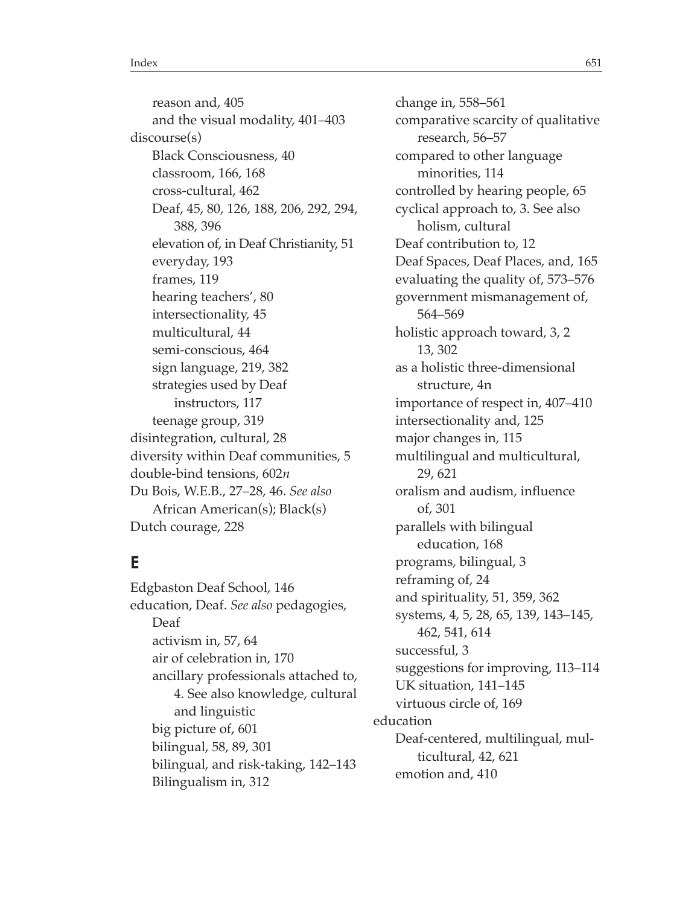reason and, 405
and the visual modality, 401–403

discourse(s)
- Black Consciousness, 40
- classroom, 166, 168
- cross-cultural, 462
- Deaf, 45, 80, 126, 188, 206, 292, 294, 388, 396
- elevation of, in Deaf Christianity, 51
- everyday, 193
- frames, 119
- hearing teachers', 80
- intersectionality, 45
- multicultural, 44
- semi-conscious, 464
- sign language, 219, 382
- strategies used by Deaf instructors, 117
- teenage group, 319

disintegration, cultural, 28

diversity within Deaf communities, 5

double-bind tensions, 602*n*

Du Bois, W.E.B., 27–28, 46. *See also* African American(s); Black(s)

Dutch courage, 228

## E

Edgbaston Deaf School, 146

education, Deaf. *See also* pedagogies, Deaf
- activism in, 57, 64
- air of celebration in, 170
- ancillary professionals attached to, 4. See also knowledge, cultural and linguistic
- big picture of, 601
- bilingual, 58, 89, 301
- bilingual, and risk-taking, 142–143
- Bilingualism in, 312
- change in, 558–561
- comparative scarcity of qualitative research, 56–57
- compared to other language minorities, 114
- controlled by hearing people, 65
- cyclical approach to, 3. See also holism, cultural
- Deaf contribution to, 12
- Deaf Spaces, Deaf Places, and, 165
- evaluating the quality of, 573–576
- government mismanagement of, 564–569
- holistic approach toward, 3, 2 13, 302
- as a holistic three-dimensional structure, 4n
- importance of respect in, 407–410
- intersectionality and, 125
- major changes in, 115
- multilingual and multicultural, 29, 621
- oralism and audism, influence of, 301
- parallels with bilingual education, 168
- programs, bilingual, 3
- reframing of, 24
- and spirituality, 51, 359, 362
- systems, 4, 5, 28, 65, 139, 143–145, 462, 541, 614
- successful, 3
- suggestions for improving, 113–114
- UK situation, 141–145
- virtuous circle of, 169

education
- Deaf-centered, multilingual, multicultural, 42, 621
- emotion and, 410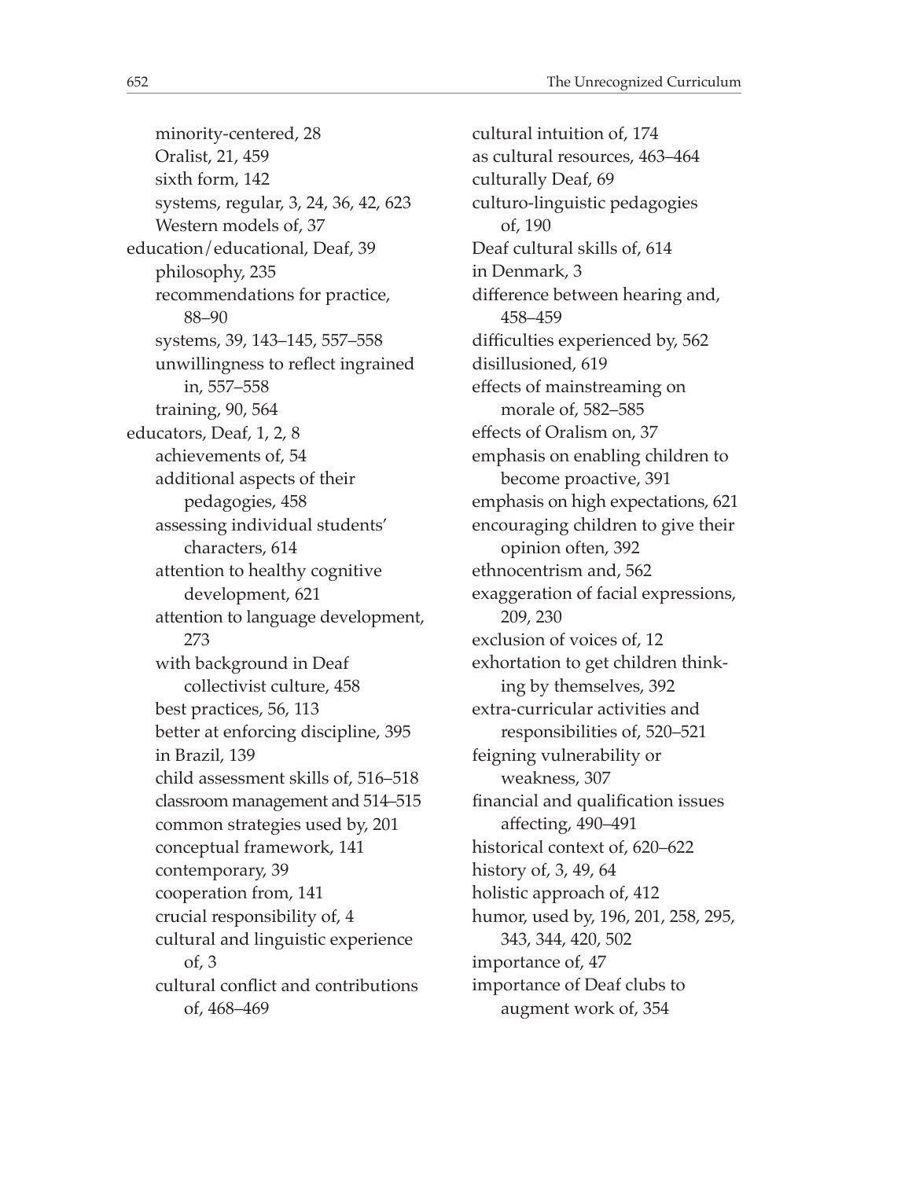minority-centered, 28
    Oralist, 21, 459
    sixth form, 142
    systems, regular, 3, 24, 36, 42, 623
    Western models of, 37

education/educational, Deaf, 39
    philosophy, 235
    recommendations for practice, 88–90
    systems, 39, 143–145, 557–558
    unwillingness to reflect ingrained in, 557–558
    training, 90, 564

educators, Deaf, 1, 2, 8
    achievements of, 54
    additional aspects of their pedagogies, 458
    assessing individual students' characters, 614
    attention to healthy cognitive development, 621
    attention to language development, 273
    with background in Deaf collectivist culture, 458
    best practices, 56, 113
    better at enforcing discipline, 395
    in Brazil, 139
    child assessment skills of, 516–518
    classroom management and 514–515
    common strategies used by, 201
    conceptual framework, 141
    contemporary, 39
    cooperation from, 141
    crucial responsibility of, 4
    cultural and linguistic experience of, 3
    cultural conflict and contributions of, 468–469
    cultural intuition of, 174
    as cultural resources, 463–464
    culturally Deaf, 69
    culturo-linguistic pedagogies of, 190
    Deaf cultural skills of, 614
    in Denmark, 3
    difference between hearing and, 458–459
    difficulties experienced by, 562
    disillusioned, 619
    effects of mainstreaming on morale of, 582–585
    effects of Oralism on, 37
    emphasis on enabling children to become proactive, 391
    emphasis on high expectations, 621
    encouraging children to give their opinion often, 392
    ethnocentrism and, 562
    exaggeration of facial expressions, 209, 230
    exclusion of voices of, 12
    exhortation to get children thinking by themselves, 392
    extra-curricular activities and responsibilities of, 520–521
    feigning vulnerability or weakness, 307
    financial and qualification issues affecting, 490–491
    historical context of, 620–622
    history of, 3, 49, 64
    holistic approach of, 412
    humor, used by, 196, 201, 258, 295, 343, 344, 420, 502
    importance of, 47
    importance of Deaf clubs to augment work of, 354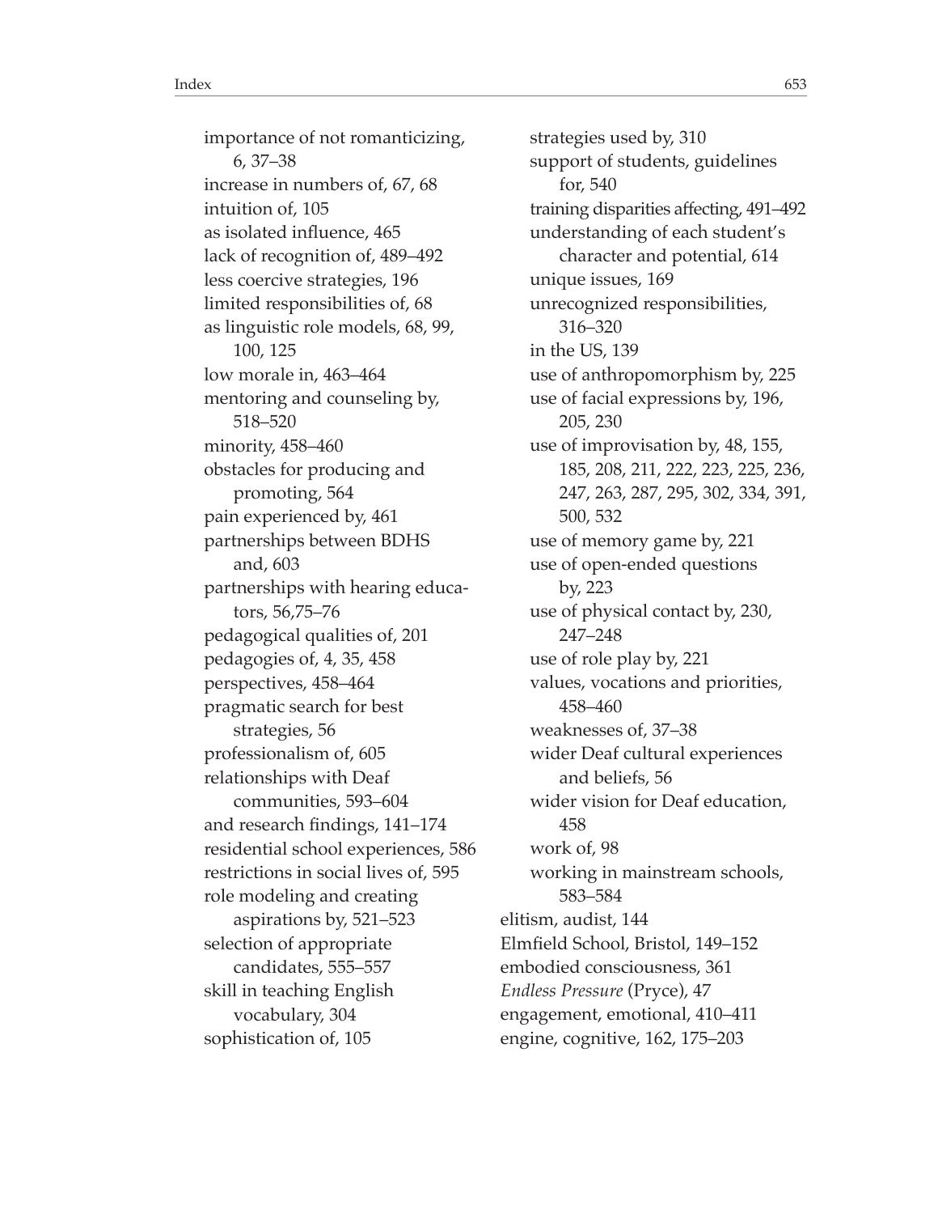importance of not romanticizing, 6, 37–38
increase in numbers of, 67, 68
intuition of, 105
as isolated influence, 465
lack of recognition of, 489–492
less coercive strategies, 196
limited responsibilities of, 68
as linguistic role models, 68, 99, 100, 125
low morale in, 463–464
mentoring and counseling by, 518–520
minority, 458–460
obstacles for producing and promoting, 564
pain experienced by, 461
partnerships between BDHS and, 603
partnerships with hearing educators, 56,75–76
pedagogical qualities of, 201
pedagogies of, 4, 35, 458
perspectives, 458–464
pragmatic search for best strategies, 56
professionalism of, 605
relationships with Deaf communities, 593–604
and research findings, 141–174
residential school experiences, 586
restrictions in social lives of, 595
role modeling and creating aspirations by, 521–523
selection of appropriate candidates, 555–557
skill in teaching English vocabulary, 304
sophistication of, 105
strategies used by, 310
support of students, guidelines for, 540
training disparities affecting, 491–492
understanding of each student's character and potential, 614
unique issues, 169
unrecognized responsibilities, 316–320
in the US, 139
use of anthropomorphism by, 225
use of facial expressions by, 196, 205, 230
use of improvisation by, 48, 155, 185, 208, 211, 222, 223, 225, 236, 247, 263, 287, 295, 302, 334, 391, 500, 532
use of memory game by, 221
use of open-ended questions by, 223
use of physical contact by, 230, 247–248
use of role play by, 221
values, vocations and priorities, 458–460
weaknesses of, 37–38
wider Deaf cultural experiences and beliefs, 56
wider vision for Deaf education, 458
work of, 98
working in mainstream schools, 583–584

elitism, audist, 144
Elmfield School, Bristol, 149–152
embodied consciousness, 361
*Endless Pressure* (Pryce), 47
engagement, emotional, 410–411
engine, cognitive, 162, 175–203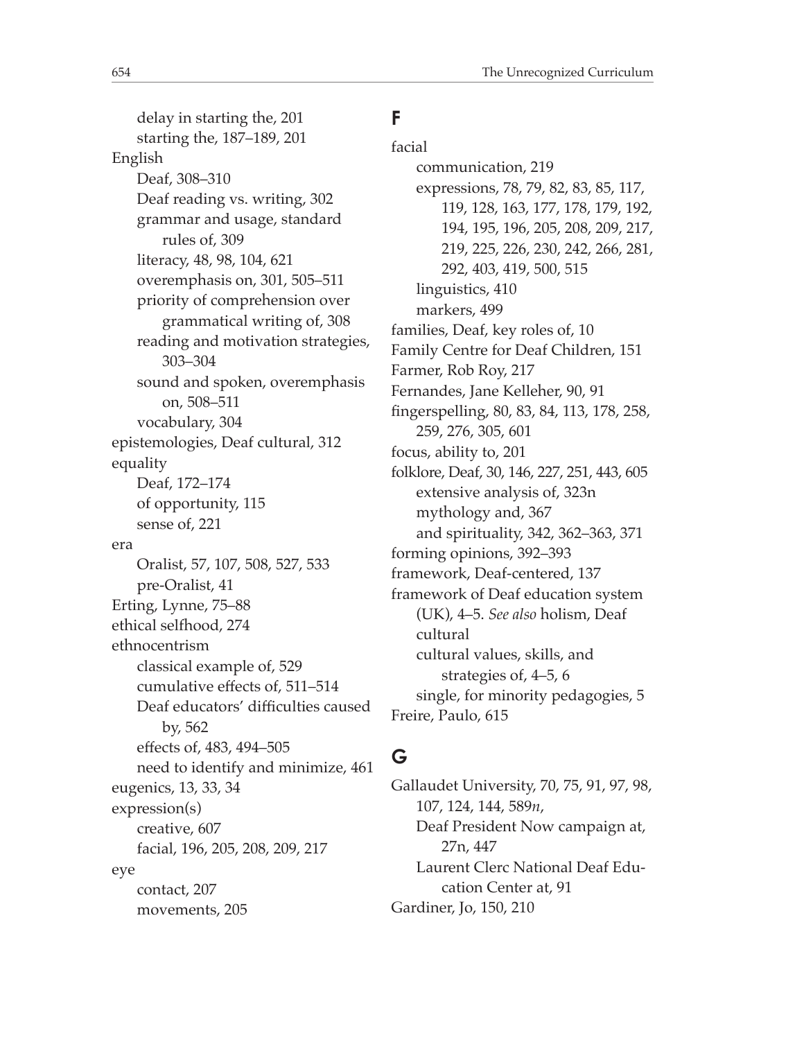delay in starting the, 201
starting the, 187–189, 201

English
- Deaf, 308–310
- Deaf reading vs. writing, 302
- grammar and usage, standard rules of, 309
- literacy, 48, 98, 104, 621
- overemphasis on, 301, 505–511
- priority of comprehension over grammatical writing of, 308
- reading and motivation strategies, 303–304
- sound and spoken, overemphasis on, 508–511
- vocabulary, 304

epistemologies, Deaf cultural, 312

equality
- Deaf, 172–174
- of opportunity, 115
- sense of, 221

era
- Oralist, 57, 107, 508, 527, 533
- pre-Oralist, 41

Erting, Lynne, 75–88

ethical selfhood, 274

ethnocentrism
- classical example of, 529
- cumulative effects of, 511–514
- Deaf educators' difficulties caused by, 562
- effects of, 483, 494–505
- need to identify and minimize, 461

eugenics, 13, 33, 34

expression(s)
- creative, 607
- facial, 196, 205, 208, 209, 217

eye
- contact, 207
- movements, 205

## F

facial
- communication, 219
- expressions, 78, 79, 82, 83, 85, 117, 119, 128, 163, 177, 178, 179, 192, 194, 195, 196, 205, 208, 209, 217, 219, 225, 226, 230, 242, 266, 281, 292, 403, 419, 500, 515
- linguistics, 410
- markers, 499

families, Deaf, key roles of, 10

Family Centre for Deaf Children, 151

Farmer, Rob Roy, 217

Fernandes, Jane Kelleher, 90, 91

fingerspelling, 80, 83, 84, 113, 178, 258, 259, 276, 305, 601

focus, ability to, 201

folklore, Deaf, 30, 146, 227, 251, 443, 605
- extensive analysis of, 323n
- mythology and, 367
- and spirituality, 342, 362–363, 371

forming opinions, 392–393

framework, Deaf-centered, 137

framework of Deaf education system (UK), 4–5. *See also* holism, Deaf cultural
- cultural values, skills, and strategies of, 4–5, 6
- single, for minority pedagogies, 5

Freire, Paulo, 615

## G

Gallaudet University, 70, 75, 91, 97, 98, 107, 124, 144, 589*n*,
- Deaf President Now campaign at, 27n, 447
- Laurent Clerc National Deaf Education Center at, 91

Gardiner, Jo, 150, 210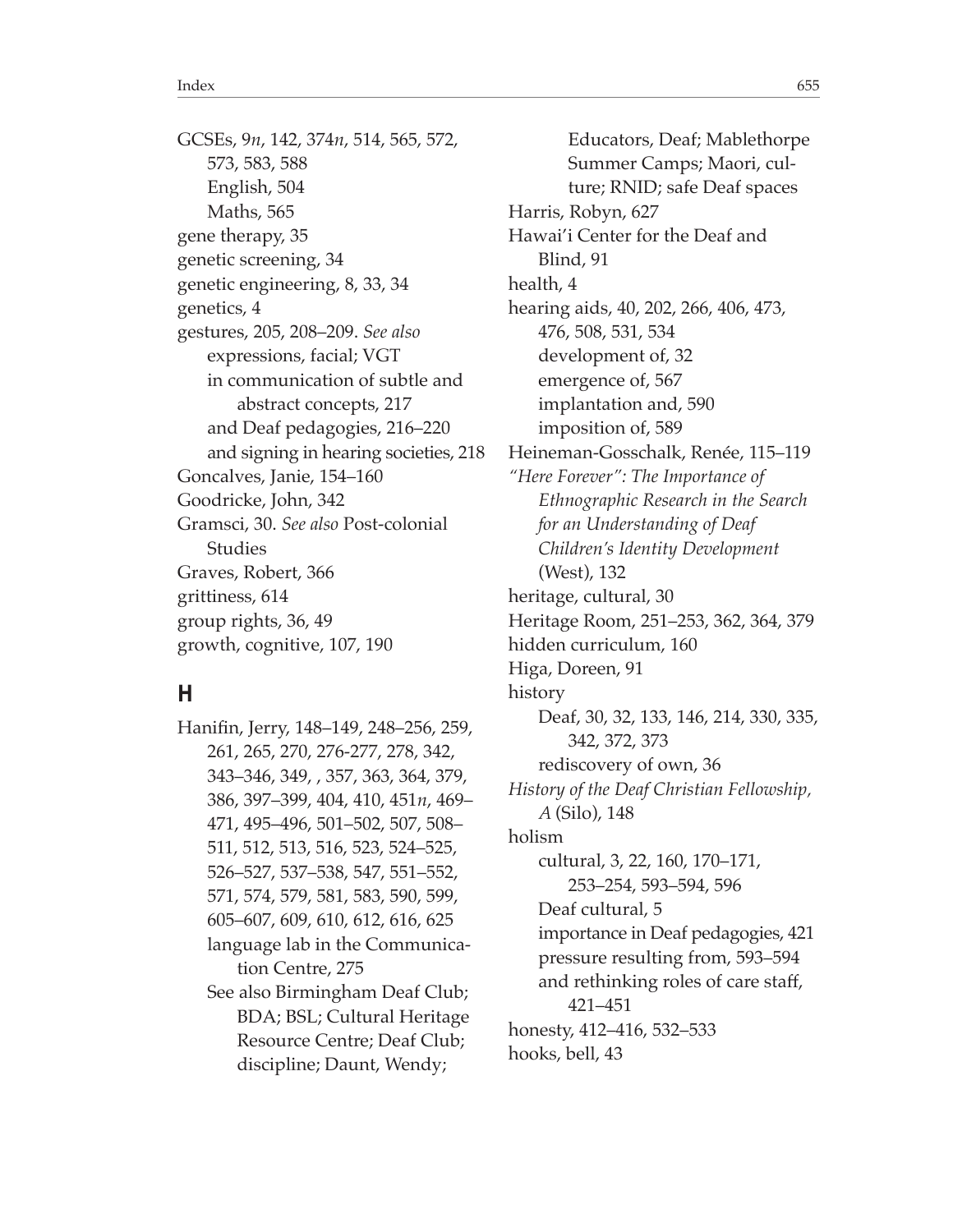GCSEs, 9*n*, 142, 374*n*, 514, 565, 572, 573, 583, 588
  English, 504
  Maths, 565
gene therapy, 35
genetic screening, 34
genetic engineering, 8, 33, 34
genetics, 4
gestures, 205, 208–209. *See also* expressions, facial; VGT
  in communication of subtle and abstract concepts, 217
  and Deaf pedagogies, 216–220
  and signing in hearing societies, 218
Goncalves, Janie, 154–160
Goodricke, John, 342
Gramsci, 30. *See also* Post-colonial Studies
Graves, Robert, 366
grittiness, 614
group rights, 36, 49
growth, cognitive, 107, 190

## H

Hanifin, Jerry, 148–149, 248–256, 259, 261, 265, 270, 276-277, 278, 342, 343–346, 349, , 357, 363, 364, 379, 386, 397–399, 404, 410, 451*n*, 469–471, 495–496, 501–502, 507, 508–511, 512, 513, 516, 523, 524–525, 526–527, 537–538, 547, 551–552, 571, 574, 579, 581, 583, 590, 599, 605–607, 609, 610, 612, 616, 625
  language lab in the Communication Centre, 275
  See also Birmingham Deaf Club; BDA; BSL; Cultural Heritage Resource Centre; Deaf Club; discipline; Daunt, Wendy; Educators, Deaf; Mablethorpe Summer Camps; Maori, culture; RNID; safe Deaf spaces
Harris, Robyn, 627
Hawai'i Center for the Deaf and Blind, 91
health, 4
hearing aids, 40, 202, 266, 406, 473, 476, 508, 531, 534
  development of, 32
  emergence of, 567
  implantation and, 590
  imposition of, 589
Heineman-Gosschalk, Renée, 115–119
*"Here Forever": The Importance of Ethnographic Research in the Search for an Understanding of Deaf Children's Identity Development* (West), 132
heritage, cultural, 30
Heritage Room, 251–253, 362, 364, 379
hidden curriculum, 160
Higa, Doreen, 91
history
  Deaf, 30, 32, 133, 146, 214, 330, 335, 342, 372, 373
  rediscovery of own, 36
*History of the Deaf Christian Fellowship, A* (Silo), 148
holism
  cultural, 3, 22, 160, 170–171, 253–254, 593–594, 596
  Deaf cultural, 5
  importance in Deaf pedagogies, 421
  pressure resulting from, 593–594
  and rethinking roles of care staff, 421–451
honesty, 412–416, 532–533
hooks, bell, 43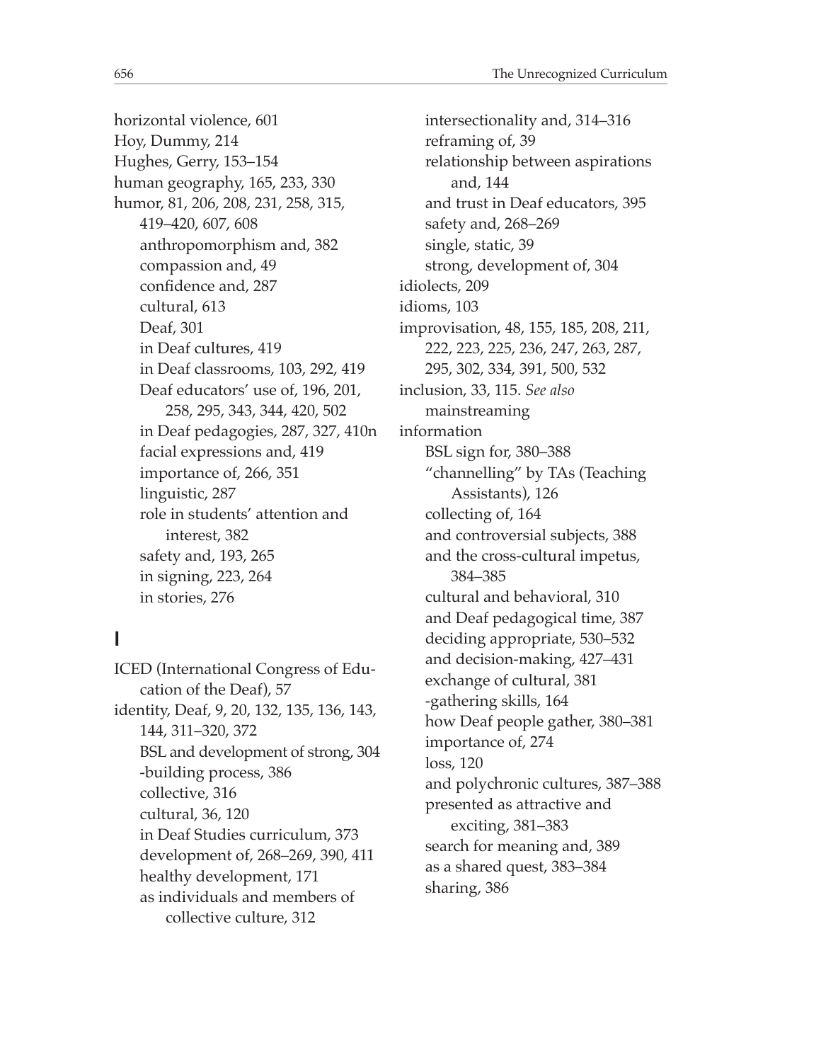horizontal violence, 601
Hoy, Dummy, 214
Hughes, Gerry, 153–154
human geography, 165, 233, 330
humor, 81, 206, 208, 231, 258, 315, 419–420, 607, 608
  anthropomorphism and, 382
  compassion and, 49
  confidence and, 287
  cultural, 613
  Deaf, 301
  in Deaf cultures, 419
  in Deaf classrooms, 103, 292, 419
  Deaf educators' use of, 196, 201, 258, 295, 343, 344, 420, 502
  in Deaf pedagogies, 287, 327, 410n
  facial expressions and, 419
  importance of, 266, 351
  linguistic, 287
  role in students' attention and interest, 382
  safety and, 193, 265
  in signing, 223, 264
  in stories, 276

## I

ICED (International Congress of Education of the Deaf), 57
identity, Deaf, 9, 20, 132, 135, 136, 143, 144, 311–320, 372
  BSL and development of strong, 304
  -building process, 386
  collective, 316
  cultural, 36, 120
  in Deaf Studies curriculum, 373
  development of, 268–269, 390, 411
  healthy development, 171
  as individuals and members of collective culture, 312
  intersectionality and, 314–316
  reframing of, 39
  relationship between aspirations and, 144
  and trust in Deaf educators, 395
  safety and, 268–269
  single, static, 39
  strong, development of, 304
idiolects, 209
idioms, 103
improvisation, 48, 155, 185, 208, 211, 222, 223, 225, 236, 247, 263, 287, 295, 302, 334, 391, 500, 532
inclusion, 33, 115. *See also* mainstreaming
information
  BSL sign for, 380–388
  "channelling" by TAs (Teaching Assistants), 126
  collecting of, 164
  and controversial subjects, 388
  and the cross-cultural impetus, 384–385
  cultural and behavioral, 310
  and Deaf pedagogical time, 387
  deciding appropriate, 530–532
  and decision-making, 427–431
  exchange of cultural, 381
  -gathering skills, 164
  how Deaf people gather, 380–381
  importance of, 274
  loss, 120
  and polychronic cultures, 387–388
  presented as attractive and exciting, 381–383
  search for meaning and, 389
  as a shared quest, 383–384
  sharing, 386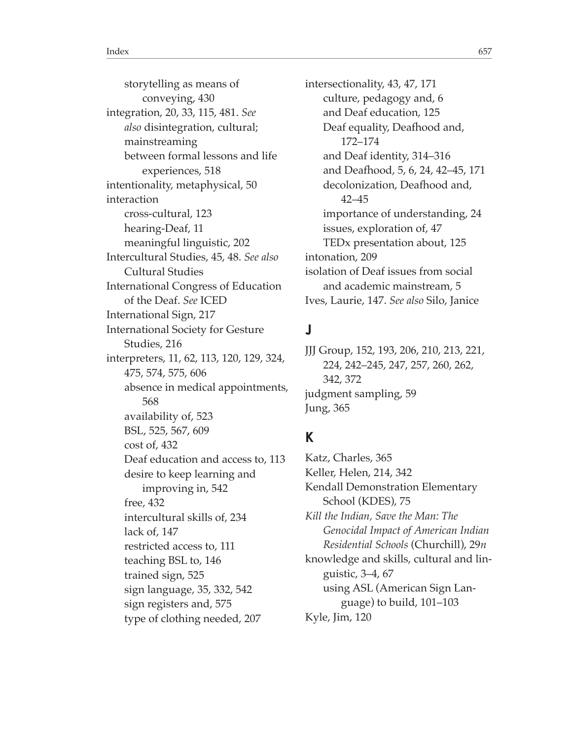storytelling as means of conveying, 430
integration, 20, 33, 115, 481. *See also* disintegration, cultural; mainstreaming
  between formal lessons and life experiences, 518
intentionality, metaphysical, 50
interaction
  cross-cultural, 123
  hearing-Deaf, 11
  meaningful linguistic, 202
Intercultural Studies, 45, 48. *See also* Cultural Studies
International Congress of Education of the Deaf. *See* ICED
International Sign, 217
International Society for Gesture Studies, 216
interpreters, 11, 62, 113, 120, 129, 324, 475, 574, 575, 606
  absence in medical appointments, 568
  availability of, 523
  BSL, 525, 567, 609
  cost of, 432
  Deaf education and access to, 113
  desire to keep learning and improving in, 542
  free, 432
  intercultural skills of, 234
  lack of, 147
  restricted access to, 111
  teaching BSL to, 146
  trained sign, 525
  sign language, 35, 332, 542
  sign registers and, 575
  type of clothing needed, 207
intersectionality, 43, 47, 171
  culture, pedagogy and, 6
  and Deaf education, 125
  Deaf equality, Deafhood and, 172–174
  and Deaf identity, 314–316
  and Deafhood, 5, 6, 24, 42–45, 171
  decolonization, Deafhood and, 42–45
  importance of understanding, 24
  issues, exploration of, 47
  TEDx presentation about, 125
intonation, 209
isolation of Deaf issues from social and academic mainstream, 5
Ives, Laurie, 147. *See also* Silo, Janice

## J

JJJ Group, 152, 193, 206, 210, 213, 221, 224, 242–245, 247, 257, 260, 262, 342, 372
judgment sampling, 59
Jung, 365

## K

Katz, Charles, 365
Keller, Helen, 214, 342
Kendall Demonstration Elementary School (KDES), 75
*Kill the Indian, Save the Man: The Genocidal Impact of American Indian Residential Schools* (Churchill), 29*n*
knowledge and skills, cultural and linguistic, 3–4, 67
  using ASL (American Sign Language) to build, 101–103
Kyle, Jim, 120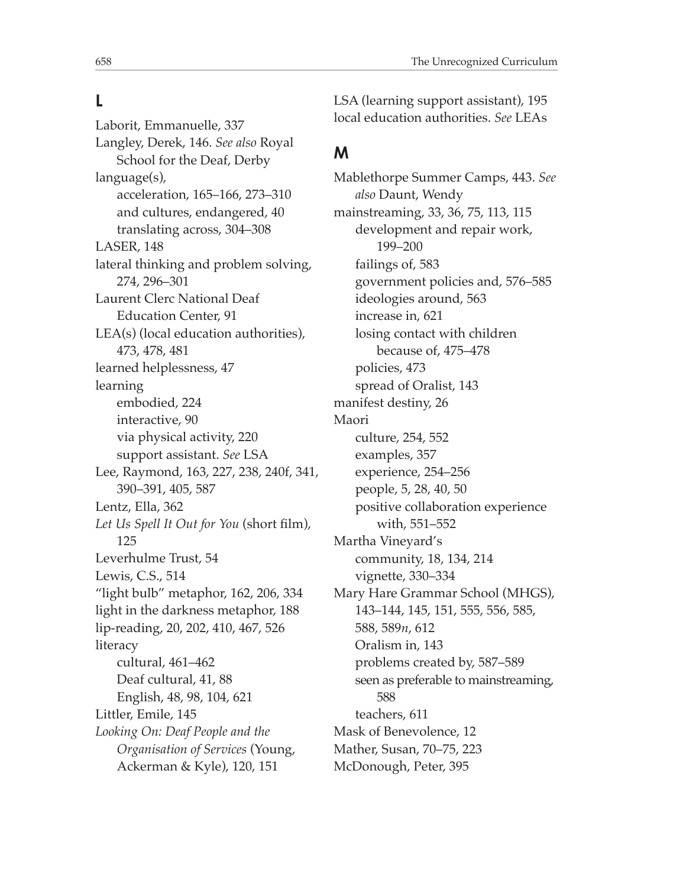## L

Laborit, Emmanuelle, 337
Langley, Derek, 146. *See also* Royal School for the Deaf, Derby
language(s),
- acceleration, 165–166, 273–310
- and cultures, endangered, 40
- translating across, 304–308

LASER, 148
lateral thinking and problem solving, 274, 296–301
Laurent Clerc National Deaf Education Center, 91
LEA(s) (local education authorities), 473, 478, 481
learned helplessness, 47
learning
- embodied, 224
- interactive, 90
- via physical activity, 220
- support assistant. *See* LSA

Lee, Raymond, 163, 227, 238, 240f, 341, 390–391, 405, 587
Lentz, Ella, 362
*Let Us Spell It Out for You* (short film), 125
Leverhulme Trust, 54
Lewis, C.S., 514
"light bulb" metaphor, 162, 206, 334
light in the darkness metaphor, 188
lip-reading, 20, 202, 410, 467, 526
literacy
- cultural, 461–462
- Deaf cultural, 41, 88
- English, 48, 98, 104, 621

Littler, Emile, 145
*Looking On: Deaf People and the Organisation of Services* (Young, Ackerman & Kyle), 120, 151
LSA (learning support assistant), 195
local education authorities. *See* LEAs

## M

Mablethorpe Summer Camps, 443. *See also* Daunt, Wendy
mainstreaming, 33, 36, 75, 113, 115
- development and repair work, 199–200
- failings of, 583
- government policies and, 576–585
- ideologies around, 563
- increase in, 621
- losing contact with children because of, 475–478
- policies, 473
- spread of Oralist, 143

manifest destiny, 26
Maori
- culture, 254, 552
- examples, 357
- experience, 254–256
- people, 5, 28, 40, 50
- positive collaboration experience with, 551–552

Martha Vineyard's
- community, 18, 134, 214
- vignette, 330–334

Mary Hare Grammar School (MHGS), 143–144, 145, 151, 555, 556, 585, 588, 589*n*, 612
- Oralism in, 143
- problems created by, 587–589
- seen as preferable to mainstreaming, 588
- teachers, 611

Mask of Benevolence, 12
Mather, Susan, 70–75, 223
McDonough, Peter, 395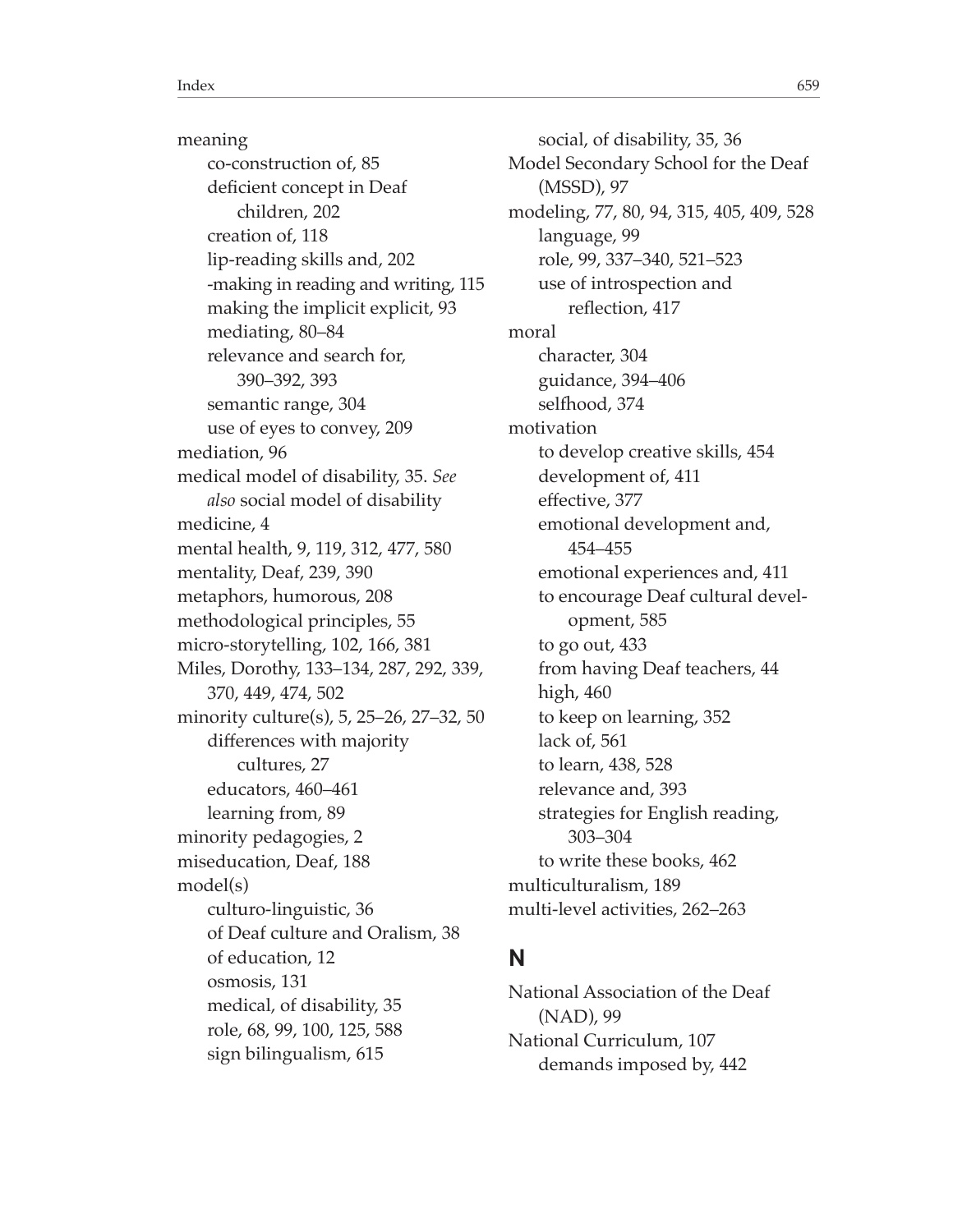meaning
- co-construction of, 85
- deficient concept in Deaf children, 202
- creation of, 118
- lip-reading skills and, 202
- -making in reading and writing, 115
- making the implicit explicit, 93
- mediating, 80–84
- relevance and search for, 390–392, 393
- semantic range, 304
- use of eyes to convey, 209

mediation, 96

medical model of disability, 35. *See also* social model of disability

medicine, 4

mental health, 9, 119, 312, 477, 580

mentality, Deaf, 239, 390

metaphors, humorous, 208

methodological principles, 55

micro-storytelling, 102, 166, 381

Miles, Dorothy, 133–134, 287, 292, 339, 370, 449, 474, 502

minority culture(s), 5, 25–26, 27–32, 50
- differences with majority cultures, 27
- educators, 460–461
- learning from, 89

minority pedagogies, 2

miseducation, Deaf, 188

model(s)
- culturo-linguistic, 36
- of Deaf culture and Oralism, 38
- of education, 12
- osmosis, 131
- medical, of disability, 35
- role, 68, 99, 100, 125, 588
- sign bilingualism, 615
- social, of disability, 35, 36

Model Secondary School for the Deaf (MSSD), 97

modeling, 77, 80, 94, 315, 405, 409, 528
- language, 99
- role, 99, 337–340, 521–523
- use of introspection and reflection, 417

moral
- character, 304
- guidance, 394–406
- selfhood, 374

motivation
- to develop creative skills, 454
- development of, 411
- effective, 377
- emotional development and, 454–455
- emotional experiences and, 411
- to encourage Deaf cultural development, 585
- to go out, 433
- from having Deaf teachers, 44
- high, 460
- to keep on learning, 352
- lack of, 561
- to learn, 438, 528
- relevance and, 393
- strategies for English reading, 303–304
- to write these books, 462

multiculturalism, 189

multi-level activities, 262–263

## N

National Association of the Deaf (NAD), 99

National Curriculum, 107
- demands imposed by, 442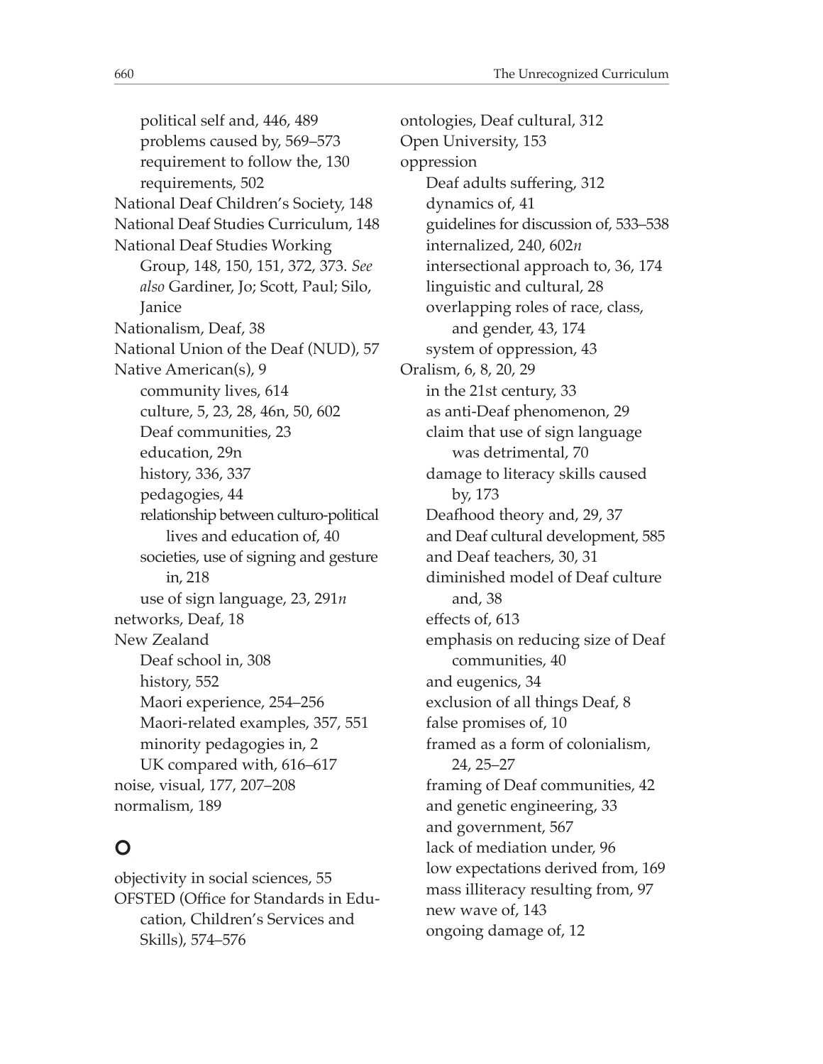political self and, 446, 489
problems caused by, 569–573
requirement to follow the, 130
requirements, 502

National Deaf Children's Society, 148
National Deaf Studies Curriculum, 148
National Deaf Studies Working Group, 148, 150, 151, 372, 373. *See also* Gardiner, Jo; Scott, Paul; Silo, Janice
Nationalism, Deaf, 38
National Union of the Deaf (NUD), 57
Native American(s), 9
- community lives, 614
- culture, 5, 23, 28, 46n, 50, 602
- Deaf communities, 23
- education, 29n
- history, 336, 337
- pedagogies, 44
- relationship between culturo-political lives and education of, 40
- societies, use of signing and gesture in, 218
- use of sign language, 23, 291*n*

networks, Deaf, 18
New Zealand
- Deaf school in, 308
- history, 552
- Maori experience, 254–256
- Maori-related examples, 357, 551
- minority pedagogies in, 2
- UK compared with, 616–617

noise, visual, 177, 207–208
normalism, 189

## O

objectivity in social sciences, 55
OFSTED (Office for Standards in Education, Children's Services and Skills), 574–576
ontologies, Deaf cultural, 312
Open University, 153
oppression
- Deaf adults suffering, 312
- dynamics of, 41
- guidelines for discussion of, 533–538
- internalized, 240, 602*n*
- intersectional approach to, 36, 174
- linguistic and cultural, 28
- overlapping roles of race, class, and gender, 43, 174
- system of oppression, 43

Oralism, 6, 8, 20, 29
- in the 21st century, 33
- as anti-Deaf phenomenon, 29
- claim that use of sign language was detrimental, 70
- damage to literacy skills caused by, 173
- Deafhood theory and, 29, 37
- and Deaf cultural development, 585
- and Deaf teachers, 30, 31
- diminished model of Deaf culture and, 38
- effects of, 613
- emphasis on reducing size of Deaf communities, 40
- and eugenics, 34
- exclusion of all things Deaf, 8
- false promises of, 10
- framed as a form of colonialism, 24, 25–27
- framing of Deaf communities, 42
- and genetic engineering, 33
- and government, 567
- lack of mediation under, 96
- low expectations derived from, 169
- mass illiteracy resulting from, 97
- new wave of, 143
- ongoing damage of, 12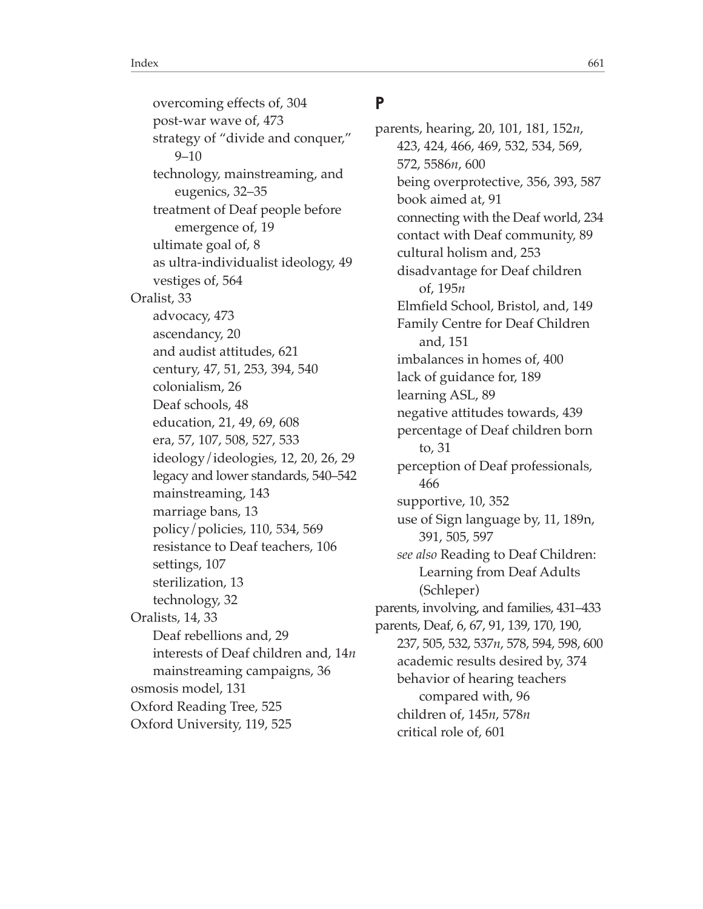overcoming effects of, 304
post-war wave of, 473
strategy of "divide and conquer," 9–10
technology, mainstreaming, and eugenics, 32–35
treatment of Deaf people before emergence of, 19
ultimate goal of, 8
as ultra-individualist ideology, 49
vestiges of, 564

Oralist, 33
- advocacy, 473
- ascendancy, 20
- and audist attitudes, 621
- century, 47, 51, 253, 394, 540
- colonialism, 26
- Deaf schools, 48
- education, 21, 49, 69, 608
- era, 57, 107, 508, 527, 533
- ideology/ideologies, 12, 20, 26, 29
- legacy and lower standards, 540–542
- mainstreaming, 143
- marriage bans, 13
- policy/policies, 110, 534, 569
- resistance to Deaf teachers, 106
- settings, 107
- sterilization, 13
- technology, 32

Oralists, 14, 33
- Deaf rebellions and, 29
- interests of Deaf children and, 14*n*
- mainstreaming campaigns, 36

osmosis model, 131

Oxford Reading Tree, 525

Oxford University, 119, 525

## P

parents, hearing, 20, 101, 181, 152*n*, 423, 424, 466, 469, 532, 534, 569, 572, 5586*n*, 600
- being overprotective, 356, 393, 587
- book aimed at, 91
- connecting with the Deaf world, 234
- contact with Deaf community, 89
- cultural holism and, 253
- disadvantage for Deaf children of, 195*n*
- Elmfield School, Bristol, and, 149
- Family Centre for Deaf Children and, 151
- imbalances in homes of, 400
- lack of guidance for, 189
- learning ASL, 89
- negative attitudes towards, 439
- percentage of Deaf children born to, 31
- perception of Deaf professionals, 466
- supportive, 10, 352
- use of Sign language by, 11, 189n, 391, 505, 597
- *see also* Reading to Deaf Children: Learning from Deaf Adults (Schleper)

parents, involving, and families, 431–433

parents, Deaf, 6, 67, 91, 139, 170, 190, 237, 505, 532, 537*n*, 578, 594, 598, 600
- academic results desired by, 374
- behavior of hearing teachers compared with, 96
- children of, 145*n*, 578*n*
- critical role of, 601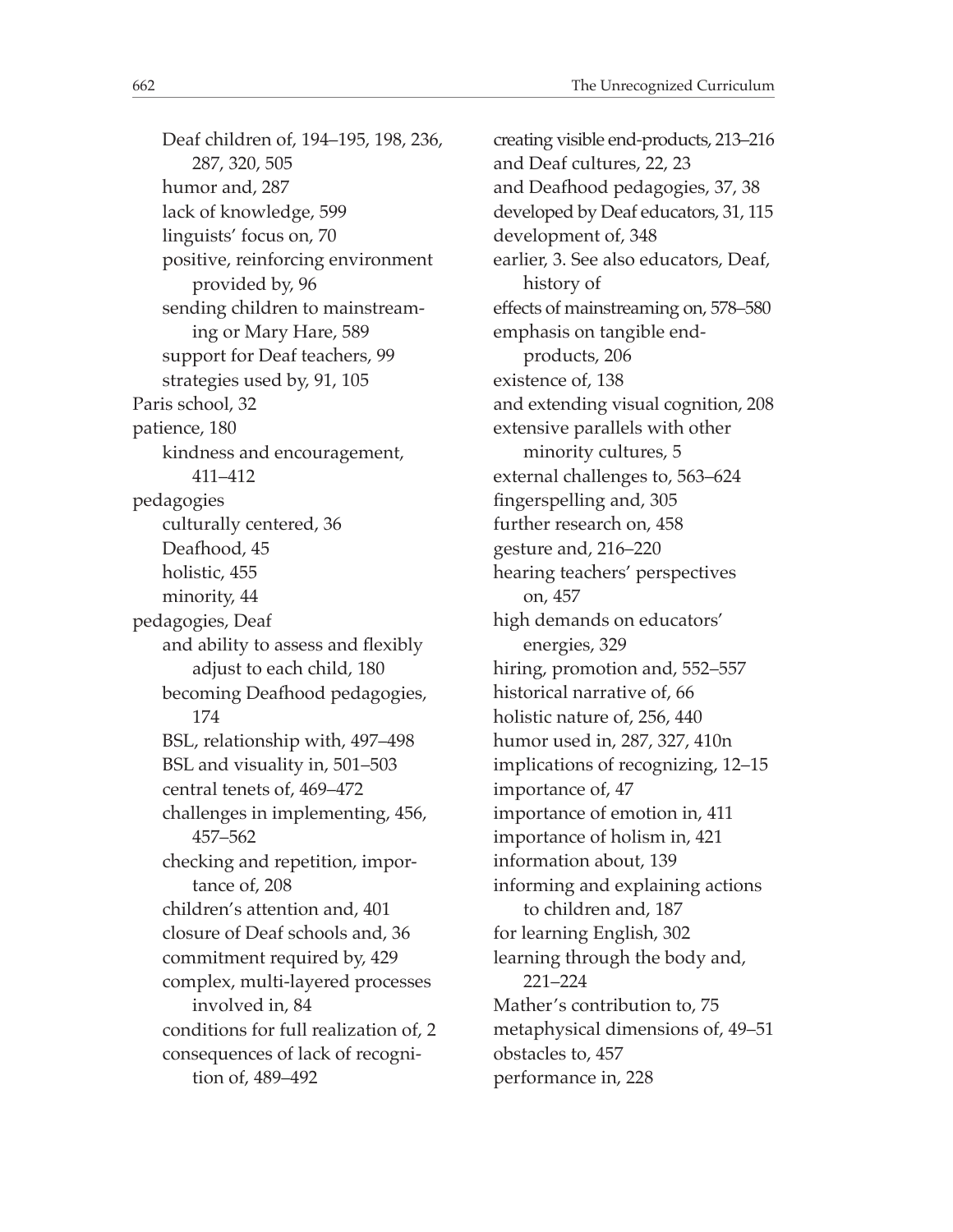- Deaf children of, 194–195, 198, 236, 287, 320, 505
- humor and, 287
- lack of knowledge, 599
- linguists' focus on, 70
- positive, reinforcing environment provided by, 96
- sending children to mainstreaming or Mary Hare, 589
- support for Deaf teachers, 99
- strategies used by, 91, 105

Paris school, 32

patience, 180
- kindness and encouragement, 411–412

pedagogies
- culturally centered, 36
- Deafhood, 45
- holistic, 455
- minority, 44

pedagogies, Deaf
- and ability to assess and flexibly adjust to each child, 180
- becoming Deafhood pedagogies, 174
- BSL, relationship with, 497–498
- BSL and visuality in, 501–503
- central tenets of, 469–472
- challenges in implementing, 456, 457–562
- checking and repetition, importance of, 208
- children's attention and, 401
- closure of Deaf schools and, 36
- commitment required by, 429
- complex, multi-layered processes involved in, 84
- conditions for full realization of, 2
- consequences of lack of recognition of, 489–492
- creating visible end-products, 213–216
- and Deaf cultures, 22, 23
- and Deafhood pedagogies, 37, 38
- developed by Deaf educators, 31, 115
- development of, 348
- earlier, 3. See also educators, Deaf, history of
- effects of mainstreaming on, 578–580
- emphasis on tangible end-products, 206
- existence of, 138
- and extending visual cognition, 208
- extensive parallels with other minority cultures, 5
- external challenges to, 563–624
- fingerspelling and, 305
- further research on, 458
- gesture and, 216–220
- hearing teachers' perspectives on, 457
- high demands on educators' energies, 329
- hiring, promotion and, 552–557
- historical narrative of, 66
- holistic nature of, 256, 440
- humor used in, 287, 327, 410n
- implications of recognizing, 12–15
- importance of, 47
- importance of emotion in, 411
- importance of holism in, 421
- information about, 139
- informing and explaining actions to children and, 187
- for learning English, 302
- learning through the body and, 221–224
- Mather's contribution to, 75
- metaphysical dimensions of, 49–51
- obstacles to, 457
- performance in, 228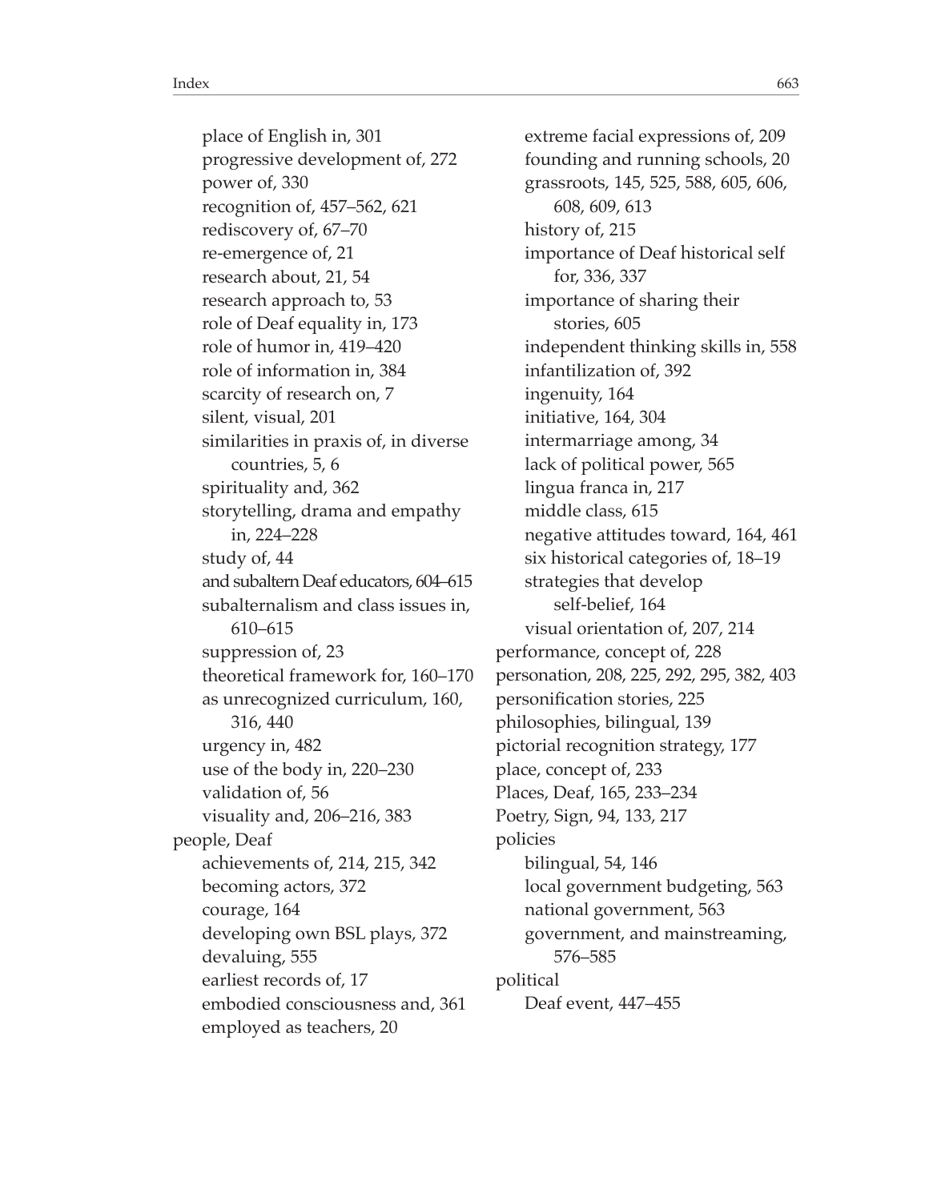- place of English in, 301
- progressive development of, 272
- power of, 330
- recognition of, 457–562, 621
- rediscovery of, 67–70
- re-emergence of, 21
- research about, 21, 54
- research approach to, 53
- role of Deaf equality in, 173
- role of humor in, 419–420
- role of information in, 384
- scarcity of research on, 7
- silent, visual, 201
- similarities in praxis of, in diverse countries, 5, 6
- spirituality and, 362
- storytelling, drama and empathy in, 224–228
- study of, 44
- and subaltern Deaf educators, 604–615
- subalternalism and class issues in, 610–615
- suppression of, 23
- theoretical framework for, 160–170
- as unrecognized curriculum, 160, 316, 440
- urgency in, 482
- use of the body in, 220–230
- validation of, 56
- visuality and, 206–216, 383

people, Deaf
- achievements of, 214, 215, 342
- becoming actors, 372
- courage, 164
- developing own BSL plays, 372
- devaluing, 555
- earliest records of, 17
- embodied consciousness and, 361
- employed as teachers, 20
- extreme facial expressions of, 209
- founding and running schools, 20
- grassroots, 145, 525, 588, 605, 606, 608, 609, 613
- history of, 215
- importance of Deaf historical self for, 336, 337
- importance of sharing their stories, 605
- independent thinking skills in, 558
- infantilization of, 392
- ingenuity, 164
- initiative, 164, 304
- intermarriage among, 34
- lack of political power, 565
- lingua franca in, 217
- middle class, 615
- negative attitudes toward, 164, 461
- six historical categories of, 18–19
- strategies that develop self-belief, 164
- visual orientation of, 207, 214

performance, concept of, 228

personation, 208, 225, 292, 295, 382, 403

personification stories, 225

philosophies, bilingual, 139

pictorial recognition strategy, 177

place, concept of, 233

Places, Deaf, 165, 233–234

Poetry, Sign, 94, 133, 217

policies
- bilingual, 54, 146
- local government budgeting, 563
- national government, 563
- government, and mainstreaming, 576–585

political
- Deaf event, 447–455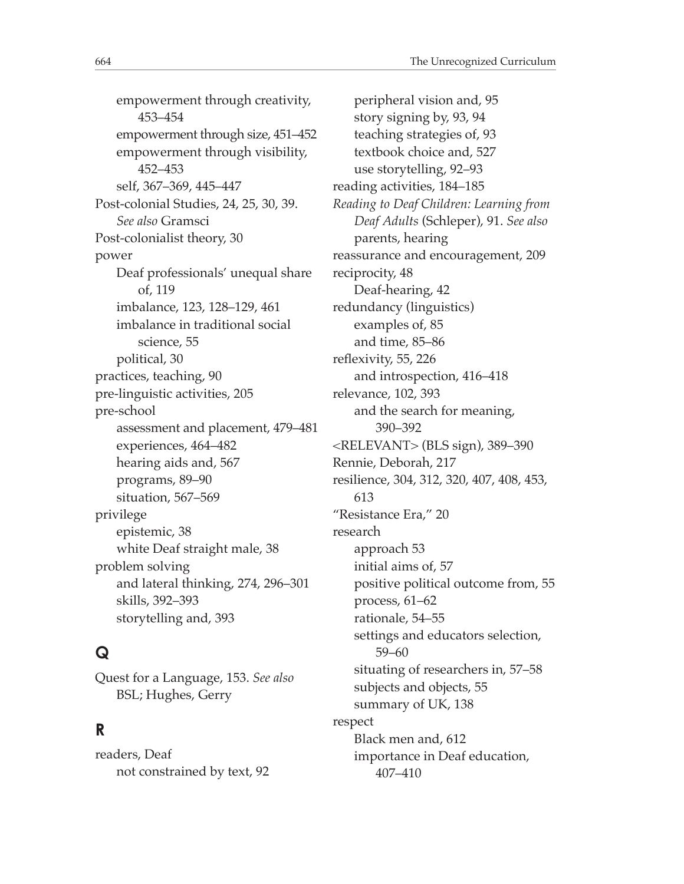empowerment through creativity, 453–454
empowerment through size, 451–452
empowerment through visibility, 452–453
self, 367–369, 445–447

Post-colonial Studies, 24, 25, 30, 39. *See also* Gramsci

Post-colonialist theory, 30

power
- Deaf professionals' unequal share of, 119
- imbalance, 123, 128–129, 461
- imbalance in traditional social science, 55
- political, 30

practices, teaching, 90

pre-linguistic activities, 205

pre-school
- assessment and placement, 479–481
- experiences, 464–482
- hearing aids and, 567
- programs, 89–90
- situation, 567–569

privilege
- epistemic, 38
- white Deaf straight male, 38

problem solving
- and lateral thinking, 274, 296–301
- skills, 392–393
- storytelling and, 393

## Q

Quest for a Language, 153. *See also* BSL; Hughes, Gerry

## R

readers, Deaf
- not constrained by text, 92
- peripheral vision and, 95
- story signing by, 93, 94
- teaching strategies of, 93
- textbook choice and, 527
- use storytelling, 92–93

reading activities, 184–185

*Reading to Deaf Children: Learning from Deaf Adults* (Schleper), 91. *See also* parents, hearing

reassurance and encouragement, 209

reciprocity, 48
- Deaf-hearing, 42

redundancy (linguistics)
- examples of, 85
- and time, 85–86

reflexivity, 55, 226
- and introspection, 416–418

relevance, 102, 393
- and the search for meaning, 390–392

<RELEVANT> (BLS sign), 389–390

Rennie, Deborah, 217

resilience, 304, 312, 320, 407, 408, 453, 613

"Resistance Era," 20

research
- approach 53
- initial aims of, 57
- positive political outcome from, 55
- process, 61–62
- rationale, 54–55
- settings and educators selection, 59–60
- situating of researchers in, 57–58
- subjects and objects, 55
- summary of UK, 138

respect
- Black men and, 612
- importance in Deaf education, 407–410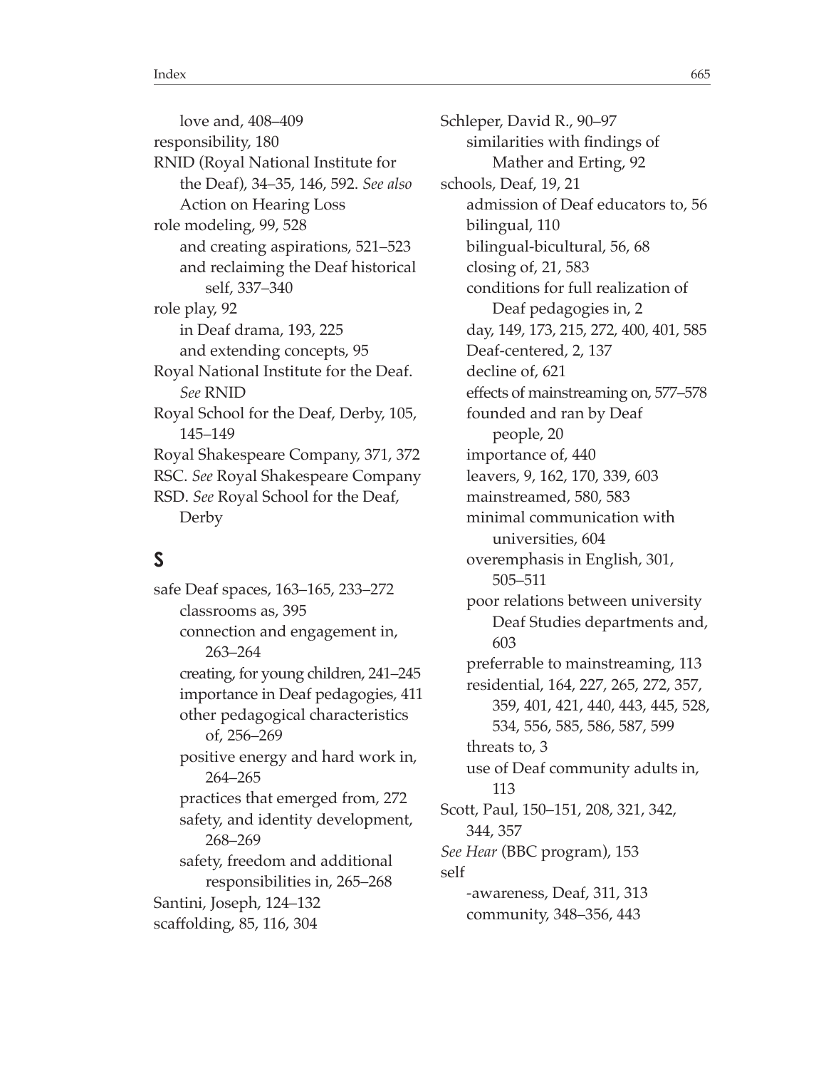love and, 408–409
responsibility, 180
RNID (Royal National Institute for the Deaf), 34–35, 146, 592. *See also* Action on Hearing Loss
role modeling, 99, 528
    and creating aspirations, 521–523
    and reclaiming the Deaf historical self, 337–340
role play, 92
    in Deaf drama, 193, 225
    and extending concepts, 95
Royal National Institute for the Deaf. *See* RNID
Royal School for the Deaf, Derby, 105, 145–149
Royal Shakespeare Company, 371, 372
RSC. *See* Royal Shakespeare Company
RSD. *See* Royal School for the Deaf, Derby

## S

safe Deaf spaces, 163–165, 233–272
    classrooms as, 395
    connection and engagement in, 263–264
    creating, for young children, 241–245
    importance in Deaf pedagogies, 411
    other pedagogical characteristics of, 256–269
    positive energy and hard work in, 264–265
    practices that emerged from, 272
    safety, and identity development, 268–269
    safety, freedom and additional responsibilities in, 265–268
Santini, Joseph, 124–132
scaffolding, 85, 116, 304
Schleper, David R., 90–97
    similarities with findings of Mather and Erting, 92
schools, Deaf, 19, 21
    admission of Deaf educators to, 56
    bilingual, 110
    bilingual-bicultural, 56, 68
    closing of, 21, 583
    conditions for full realization of Deaf pedagogies in, 2
    day, 149, 173, 215, 272, 400, 401, 585
    Deaf-centered, 2, 137
    decline of, 621
    effects of mainstreaming on, 577–578
    founded and ran by Deaf people, 20
    importance of, 440
    leavers, 9, 162, 170, 339, 603
    mainstreamed, 580, 583
    minimal communication with universities, 604
    overemphasis in English, 301, 505–511
    poor relations between university Deaf Studies departments and, 603
    preferrable to mainstreaming, 113
    residential, 164, 227, 265, 272, 357, 359, 401, 421, 440, 443, 445, 528, 534, 556, 585, 586, 587, 599
    threats to, 3
    use of Deaf community adults in, 113
Scott, Paul, 150–151, 208, 321, 342, 344, 357
*See Hear* (BBC program), 153
self
    -awareness, Deaf, 311, 313
    community, 348–356, 443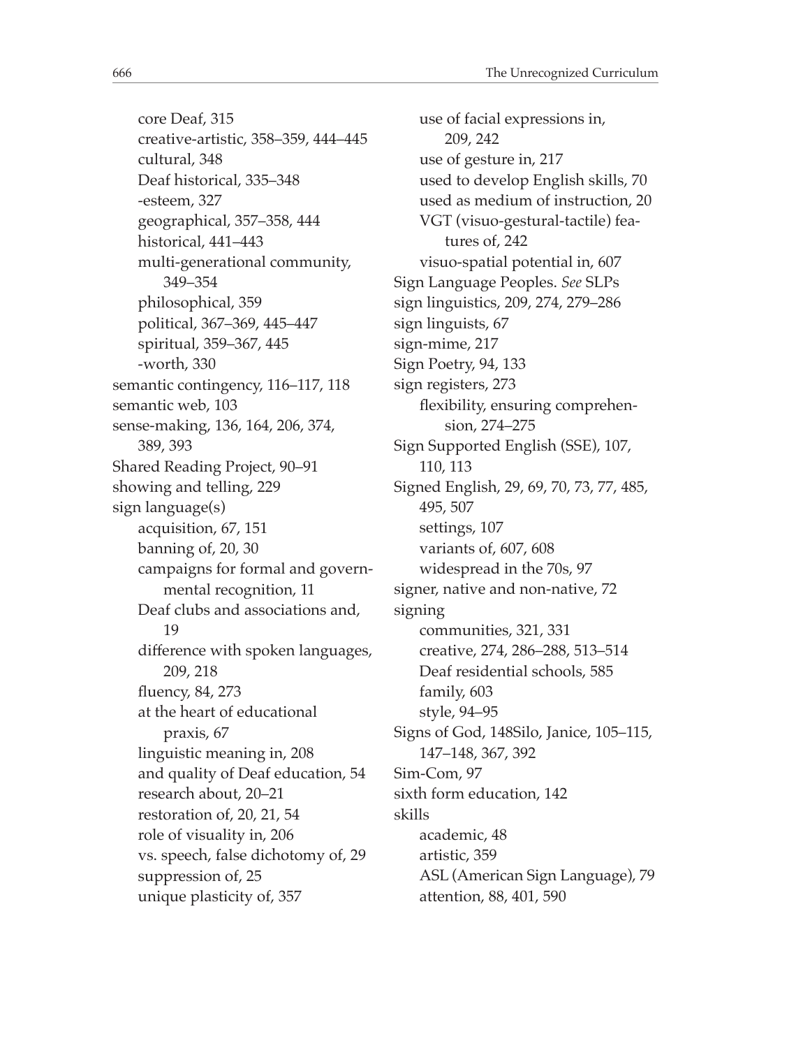core Deaf, 315
creative-artistic, 358–359, 444–445
cultural, 348
Deaf historical, 335–348
-esteem, 327
geographical, 357–358, 444
historical, 441–443
multi-generational community, 349–354
philosophical, 359
political, 367–369, 445–447
spiritual, 359–367, 445
-worth, 330

semantic contingency, 116–117, 118
semantic web, 103
sense-making, 136, 164, 206, 374, 389, 393
Shared Reading Project, 90–91
showing and telling, 229
sign language(s)
acquisition, 67, 151
banning of, 20, 30
campaigns for formal and governmental recognition, 11
Deaf clubs and associations and, 19
difference with spoken languages, 209, 218
fluency, 84, 273
at the heart of educational praxis, 67
linguistic meaning in, 208
and quality of Deaf education, 54
research about, 20–21
restoration of, 20, 21, 54
role of visuality in, 206
vs. speech, false dichotomy of, 29
suppression of, 25
unique plasticity of, 357
use of facial expressions in, 209, 242
use of gesture in, 217
used to develop English skills, 70
used as medium of instruction, 20
VGT (visuo-gestural-tactile) features of, 242
visuo-spatial potential in, 607

Sign Language Peoples. *See* SLPs
sign linguistics, 209, 274, 279–286
sign linguists, 67
sign-mime, 217
Sign Poetry, 94, 133
sign registers, 273
flexibility, ensuring comprehension, 274–275

Sign Supported English (SSE), 107, 110, 113
Signed English, 29, 69, 70, 73, 77, 485, 495, 507
settings, 107
variants of, 607, 608
widespread in the 70s, 97

signer, native and non-native, 72
signing
communities, 321, 331
creative, 274, 286–288, 513–514
Deaf residential schools, 585
family, 603
style, 94–95

Signs of God, 148Silo, Janice, 105–115, 147–148, 367, 392
Sim-Com, 97
sixth form education, 142
skills
academic, 48
artistic, 359
ASL (American Sign Language), 79
attention, 88, 401, 590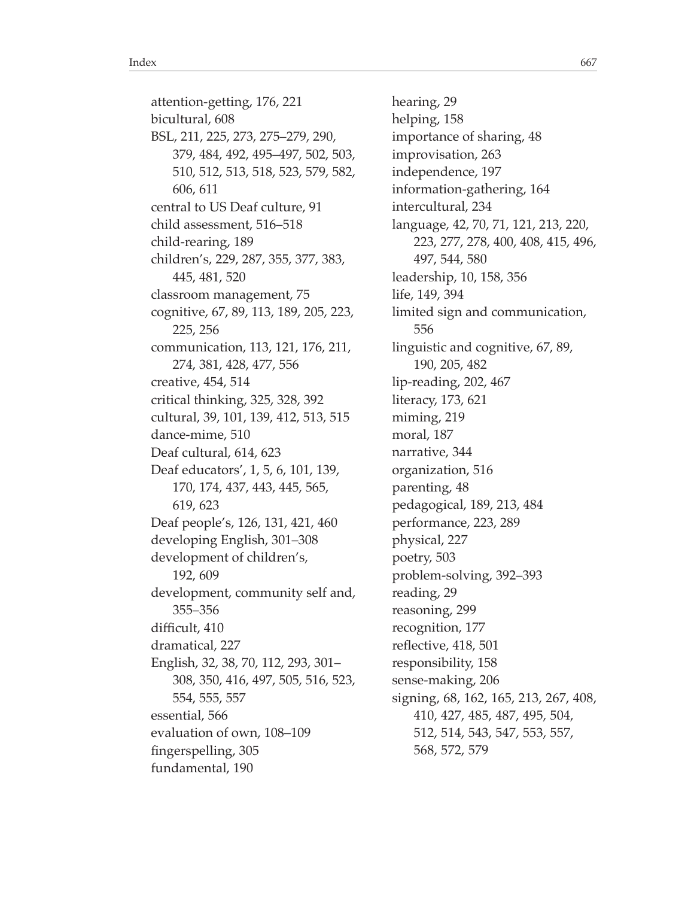attention-getting, 176, 221
bicultural, 608
BSL, 211, 225, 273, 275–279, 290, 379, 484, 492, 495–497, 502, 503, 510, 512, 513, 518, 523, 579, 582, 606, 611
central to US Deaf culture, 91
child assessment, 516–518
child-rearing, 189
children's, 229, 287, 355, 377, 383, 445, 481, 520
classroom management, 75
cognitive, 67, 89, 113, 189, 205, 223, 225, 256
communication, 113, 121, 176, 211, 274, 381, 428, 477, 556
creative, 454, 514
critical thinking, 325, 328, 392
cultural, 39, 101, 139, 412, 513, 515
dance-mime, 510
Deaf cultural, 614, 623
Deaf educators', 1, 5, 6, 101, 139, 170, 174, 437, 443, 445, 565, 619, 623
Deaf people's, 126, 131, 421, 460
developing English, 301–308
development of children's, 192, 609
development, community self and, 355–356
difficult, 410
dramatical, 227
English, 32, 38, 70, 112, 293, 301–308, 350, 416, 497, 505, 516, 523, 554, 555, 557
essential, 566
evaluation of own, 108–109
fingerspelling, 305
fundamental, 190
hearing, 29
helping, 158
importance of sharing, 48
improvisation, 263
independence, 197
information-gathering, 164
intercultural, 234
language, 42, 70, 71, 121, 213, 220, 223, 277, 278, 400, 408, 415, 496, 497, 544, 580
leadership, 10, 158, 356
life, 149, 394
limited sign and communication, 556
linguistic and cognitive, 67, 89, 190, 205, 482
lip-reading, 202, 467
literacy, 173, 621
miming, 219
moral, 187
narrative, 344
organization, 516
parenting, 48
pedagogical, 189, 213, 484
performance, 223, 289
physical, 227
poetry, 503
problem-solving, 392–393
reading, 29
reasoning, 299
recognition, 177
reflective, 418, 501
responsibility, 158
sense-making, 206
signing, 68, 162, 165, 213, 267, 408, 410, 427, 485, 487, 495, 504, 512, 514, 543, 547, 553, 557, 568, 572, 579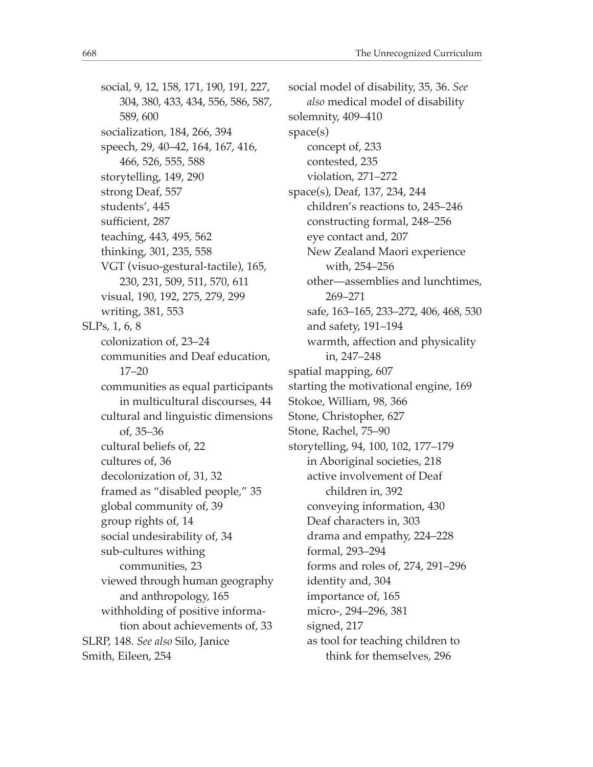- social, 9, 12, 158, 171, 190, 191, 227, 304, 380, 433, 434, 556, 586, 587, 589, 600
- socialization, 184, 266, 394
- speech, 29, 40–42, 164, 167, 416, 466, 526, 555, 588
- storytelling, 149, 290
- strong Deaf, 557
- students', 445
- sufficient, 287
- teaching, 443, 495, 562
- thinking, 301, 235, 558
- VGT (visuo-gestural-tactile), 165, 230, 231, 509, 511, 570, 611
- visual, 190, 192, 275, 279, 299
- writing, 381, 553

SLPs, 1, 6, 8
- colonization of, 23–24
- communities and Deaf education, 17–20
- communities as equal participants in multicultural discourses, 44
- cultural and linguistic dimensions of, 35–36
- cultural beliefs of, 22
- cultures of, 36
- decolonization of, 31, 32
- framed as "disabled people," 35
- global community of, 39
- group rights of, 14
- social undesirability of, 34
- sub-cultures withing communities, 23
- viewed through human geography and anthropology, 165
- withholding of positive information about achievements of, 33

SLRP, 148. *See also* Silo, Janice

Smith, Eileen, 254

social model of disability, 35, 36. *See also* medical model of disability

solemnity, 409–410

space(s)
- concept of, 233
- contested, 235
- violation, 271–272

space(s), Deaf, 137, 234, 244
- children's reactions to, 245–246
- constructing formal, 248–256
- eye contact and, 207
- New Zealand Maori experience with, 254–256
- other—assemblies and lunchtimes, 269–271
- safe, 163–165, 233–272, 406, 468, 530
- and safety, 191–194
- warmth, affection and physicality in, 247–248

spatial mapping, 607

starting the motivational engine, 169

Stokoe, William, 98, 366

Stone, Christopher, 627

Stone, Rachel, 75–90

storytelling, 94, 100, 102, 177–179
- in Aboriginal societies, 218
- active involvement of Deaf children in, 392
- conveying information, 430
- Deaf characters in, 303
- drama and empathy, 224–228
- formal, 293–294
- forms and roles of, 274, 291–296
- identity and, 304
- importance of, 165
- micro-, 294–296, 381
- signed, 217
- as tool for teaching children to think for themselves, 296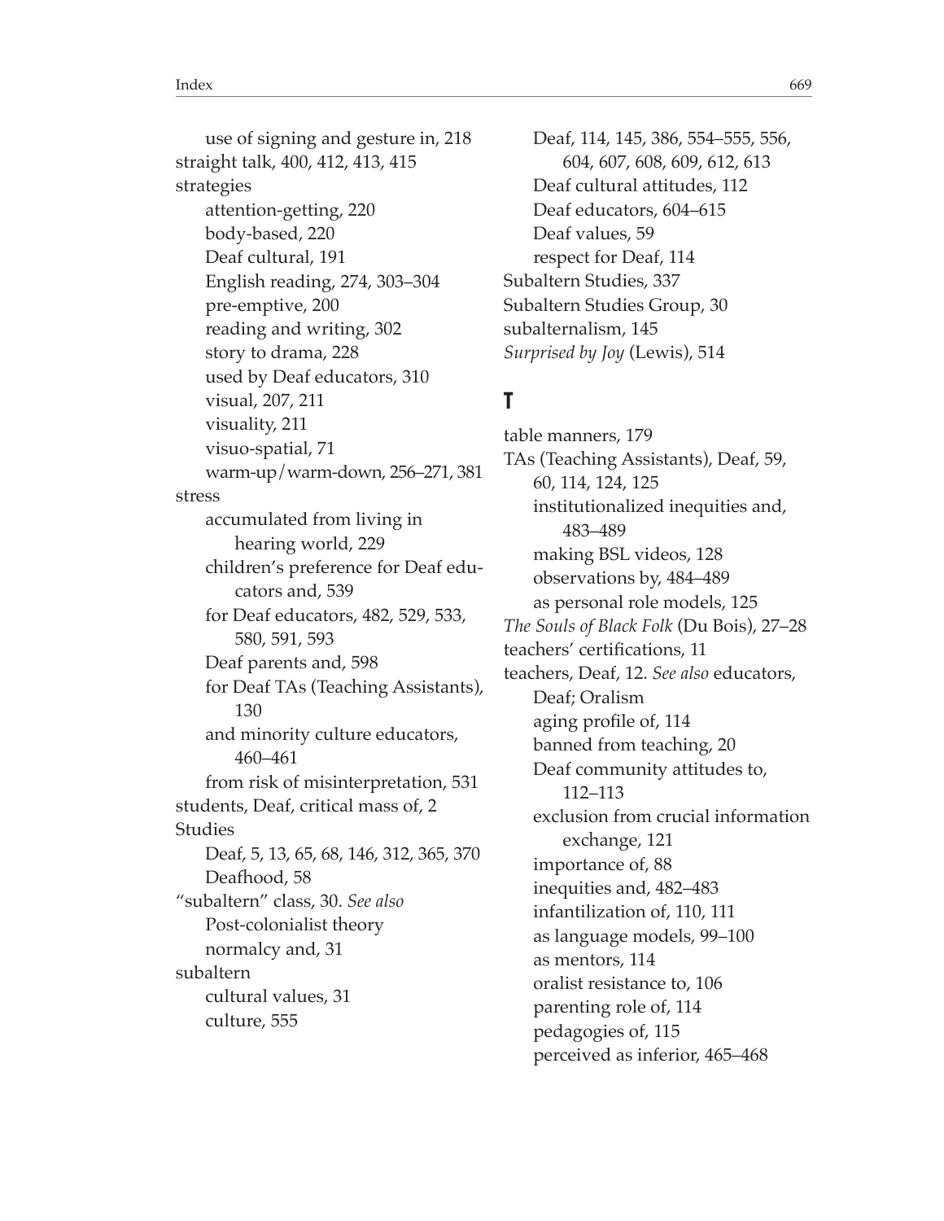use of signing and gesture in, 218
straight talk, 400, 412, 413, 415
strategies
  attention-getting, 220
  body-based, 220
  Deaf cultural, 191
  English reading, 274, 303–304
  pre-emptive, 200
  reading and writing, 302
  story to drama, 228
  used by Deaf educators, 310
  visual, 207, 211
  visuality, 211
  visuo-spatial, 71
  warm-up/warm-down, 256–271, 381
stress
  accumulated from living in hearing world, 229
  children's preference for Deaf educators and, 539
  for Deaf educators, 482, 529, 533, 580, 591, 593
  Deaf parents and, 598
  for Deaf TAs (Teaching Assistants), 130
  and minority culture educators, 460–461
  from risk of misinterpretation, 531
students, Deaf, critical mass of, 2
Studies
  Deaf, 5, 13, 65, 68, 146, 312, 365, 370
  Deafhood, 58
"subaltern" class, 30. *See also* Post-colonialist theory
  normalcy and, 31
subaltern
  cultural values, 31
  culture, 555
  Deaf, 114, 145, 386, 554–555, 556, 604, 607, 608, 609, 612, 613
  Deaf cultural attitudes, 112
  Deaf educators, 604–615
  Deaf values, 59
  respect for Deaf, 114
Subaltern Studies, 337
Subaltern Studies Group, 30
subalternalism, 145
*Surprised by Joy* (Lewis), 514

## T

table manners, 179
TAs (Teaching Assistants), Deaf, 59, 60, 114, 124, 125
  institutionalized inequities and, 483–489
  making BSL videos, 128
  observations by, 484–489
  as personal role models, 125
*The Souls of Black Folk* (Du Bois), 27–28
teachers' certifications, 11
teachers, Deaf, 12. *See also* educators, Deaf; Oralism
  aging profile of, 114
  banned from teaching, 20
  Deaf community attitudes to, 112–113
  exclusion from crucial information exchange, 121
  importance of, 88
  inequities and, 482–483
  infantilization of, 110, 111
  as language models, 99–100
  as mentors, 114
  oralist resistance to, 106
  parenting role of, 114
  pedagogies of, 115
  perceived as inferior, 465–468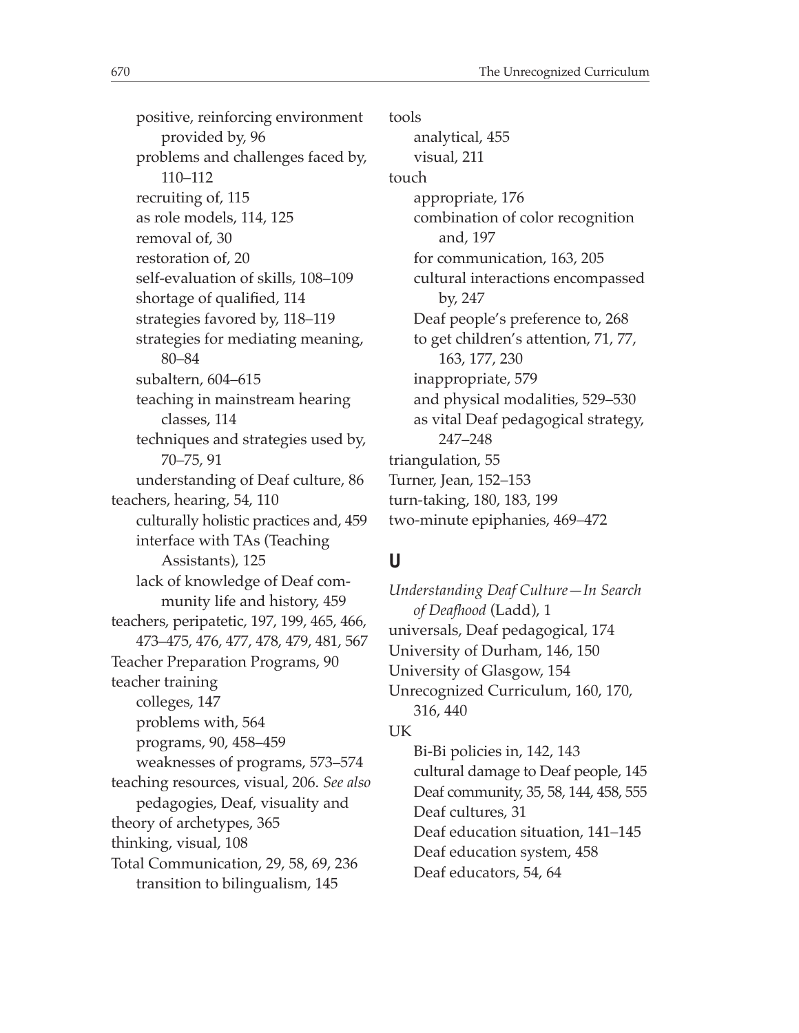positive, reinforcing environment provided by, 96
problems and challenges faced by, 110–112
recruiting of, 115
as role models, 114, 125
removal of, 30
restoration of, 20
self-evaluation of skills, 108–109
shortage of qualified, 114
strategies favored by, 118–119
strategies for mediating meaning, 80–84
subaltern, 604–615
teaching in mainstream hearing classes, 114
techniques and strategies used by, 70–75, 91
understanding of Deaf culture, 86

teachers, hearing, 54, 110
culturally holistic practices and, 459
interface with TAs (Teaching Assistants), 125
lack of knowledge of Deaf community life and history, 459

teachers, peripatetic, 197, 199, 465, 466, 473–475, 476, 477, 478, 479, 481, 567

Teacher Preparation Programs, 90

teacher training
colleges, 147
problems with, 564
programs, 90, 458–459
weaknesses of programs, 573–574

teaching resources, visual, 206. *See also* pedagogies, Deaf, visuality and

theory of archetypes, 365

thinking, visual, 108

Total Communication, 29, 58, 69, 236
transition to bilingualism, 145

tools
analytical, 455
visual, 211

touch
appropriate, 176
combination of color recognition and, 197
for communication, 163, 205
cultural interactions encompassed by, 247
Deaf people's preference to, 268
to get children's attention, 71, 77, 163, 177, 230
inappropriate, 579
and physical modalities, 529–530
as vital Deaf pedagogical strategy, 247–248

triangulation, 55

Turner, Jean, 152–153

turn-taking, 180, 183, 199

two-minute epiphanies, 469–472

## U

*Understanding Deaf Culture—In Search of Deafhood* (Ladd), 1

universals, Deaf pedagogical, 174

University of Durham, 146, 150

University of Glasgow, 154

Unrecognized Curriculum, 160, 170, 316, 440

UK
Bi-Bi policies in, 142, 143
cultural damage to Deaf people, 145
Deaf community, 35, 58, 144, 458, 555
Deaf cultures, 31
Deaf education situation, 141–145
Deaf education system, 458
Deaf educators, 54, 64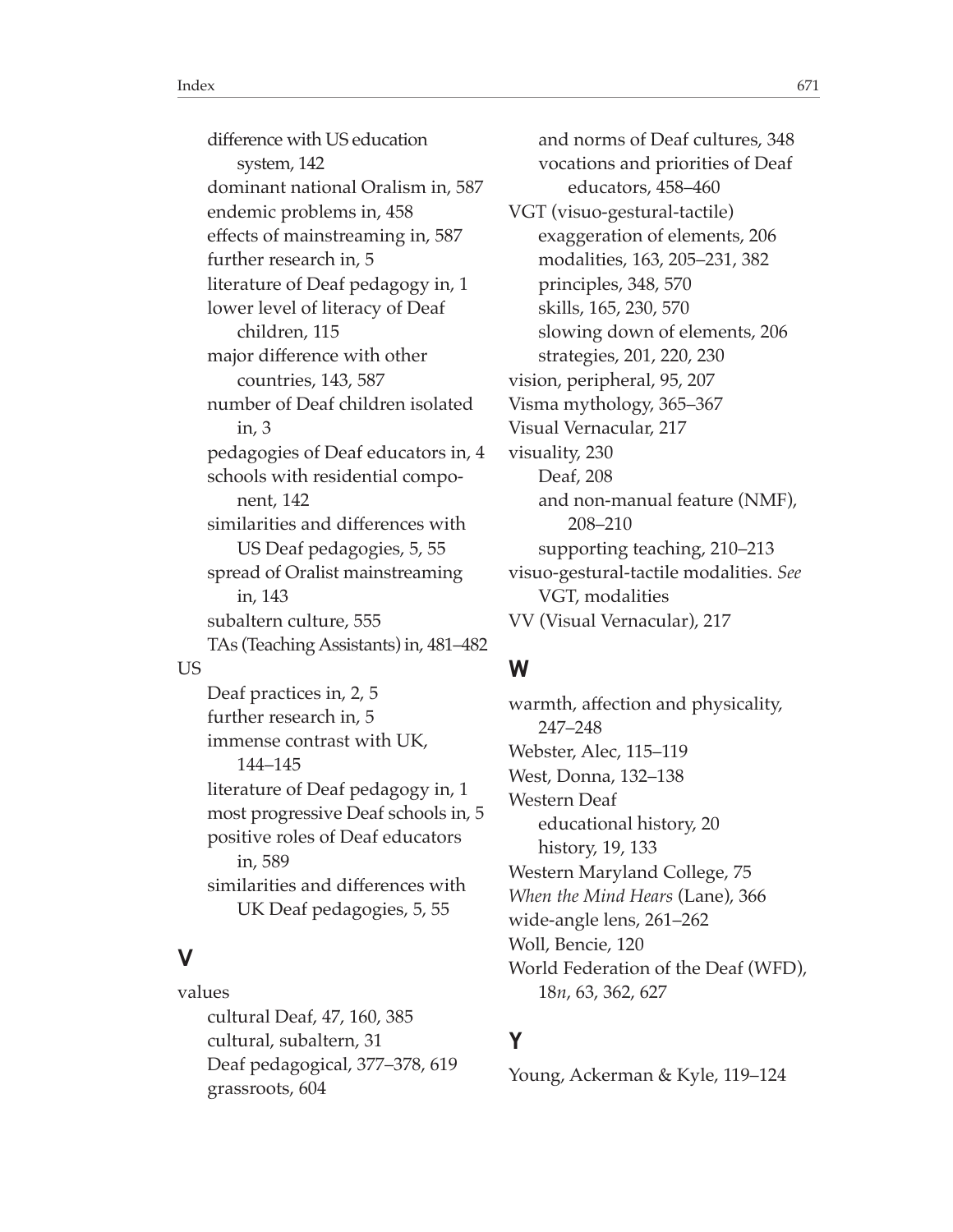difference with US education system, 142
dominant national Oralism in, 587
endemic problems in, 458
effects of mainstreaming in, 587
further research in, 5
literature of Deaf pedagogy in, 1
lower level of literacy of Deaf children, 115
major difference with other countries, 143, 587
number of Deaf children isolated in, 3
pedagogies of Deaf educators in, 4
schools with residential component, 142
similarities and differences with US Deaf pedagogies, 5, 55
spread of Oralist mainstreaming in, 143
subaltern culture, 555
TAs (Teaching Assistants) in, 481–482

US
- Deaf practices in, 2, 5
- further research in, 5
- immense contrast with UK, 144–145
- literature of Deaf pedagogy in, 1
- most progressive Deaf schools in, 5
- positive roles of Deaf educators in, 589
- similarities and differences with UK Deaf pedagogies, 5, 55

## V

values
- cultural Deaf, 47, 160, 385
- cultural, subaltern, 31
- Deaf pedagogical, 377–378, 619
- grassroots, 604
- and norms of Deaf cultures, 348
- vocations and priorities of Deaf educators, 458–460

VGT (visuo-gestural-tactile)
- exaggeration of elements, 206
- modalities, 163, 205–231, 382
- principles, 348, 570
- skills, 165, 230, 570
- slowing down of elements, 206
- strategies, 201, 220, 230

vision, peripheral, 95, 207
Visma mythology, 365–367
Visual Vernacular, 217
visuality, 230
- Deaf, 208
- and non-manual feature (NMF), 208–210
- supporting teaching, 210–213

visuo-gestural-tactile modalities. *See* VGT, modalities
VV (Visual Vernacular), 217

## W

warmth, affection and physicality, 247–248
Webster, Alec, 115–119
West, Donna, 132–138
Western Deaf
- educational history, 20
- history, 19, 133

Western Maryland College, 75
*When the Mind Hears* (Lane), 366
wide-angle lens, 261–262
Woll, Bencie, 120
World Federation of the Deaf (WFD), 18*n*, 63, 362, 627

## Y

Young, Ackerman & Kyle, 119–124